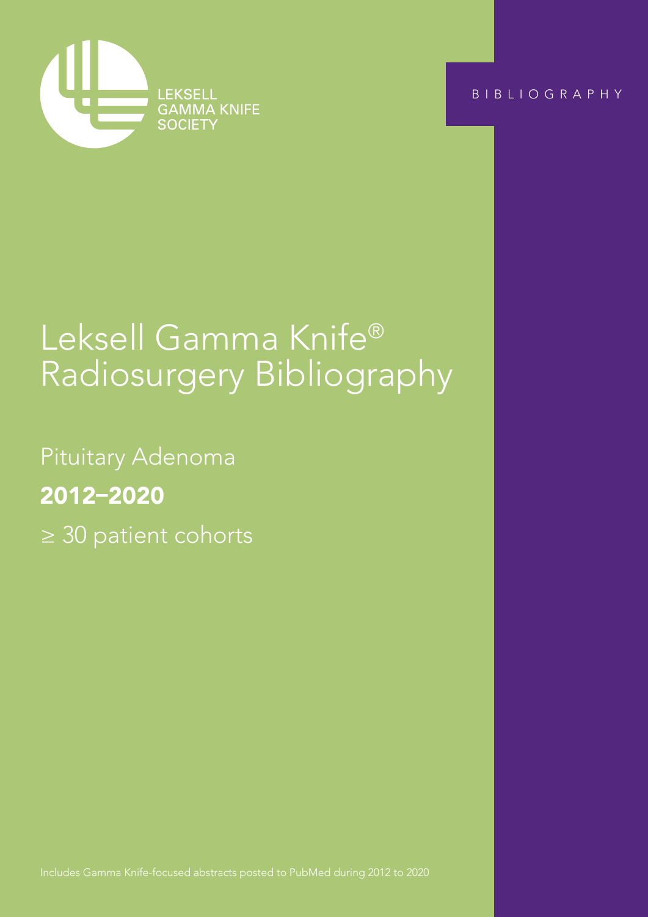LEKSELL GAMMA KNIFE SOCIETY

BIBLIOGRAPHY

# Leksell Gamma Knife® Radiosurgery Bibliography

## Pituitary Adenoma

**2012–2020**

≥ 30 patient cohorts

Includes Gamma Knife-focused abstracts posted to PubMed during 2012 to 2020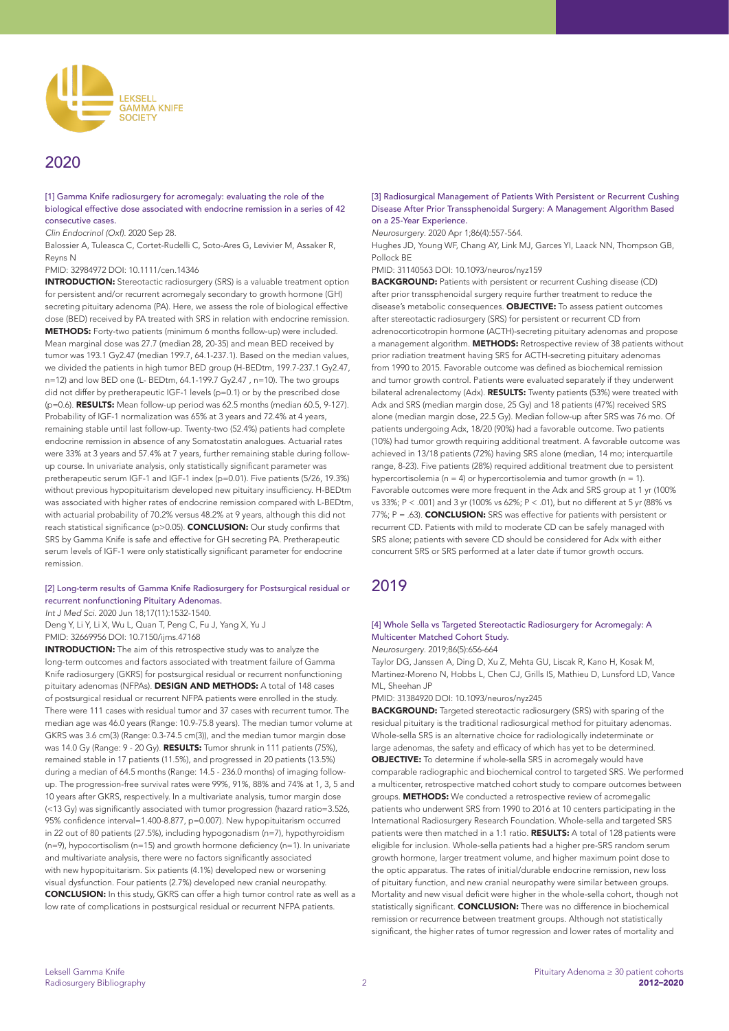## 2020

### [1] Gamma Knife radiosurgery for acromegaly: evaluating the role of the biological effective dose associated with endocrine remission in a series of 42 consecutive cases.

*Clin Endocrinol (Oxf).* 2020 Sep 28.

Balossier A, Tuleasca C, Cortet-Rudelli C, Soto-Ares G, Levivier M, Assaker R, Reyns N

PMID: 32984972 DOI: 10.1111/cen.14346

**INTRODUCTION:** Stereotactic radiosurgery (SRS) is a valuable treatment option for persistent and/or recurrent acromegaly secondary to growth hormone (GH) secreting pituitary adenoma (PA). Here, we assess the role of biological effective dose (BED) received by PA treated with SRS in relation with endocrine remission. **METHODS:** Forty-two patients (minimum 6 months follow-up) were included. Mean marginal dose was 27.7 (median 28, 20-35) and mean BED received by tumor was 193.1 Gy2.47 (median 199.7, 64.1-237.1). Based on the median values, we divided the patients in high tumor BED group (H-BEDtm, 199.7-237.1 Gy2.47, n=12) and low BED one (L- BEDtm, 64.1-199.7 Gy2.47 , n=10). The two groups did not differ by pretherapeutic IGF-1 levels (p=0.1) or by the prescribed dose (p=0.6). **RESULTS:** Mean follow-up period was 62.5 months (median 60.5, 9-127). Probability of IGF-1 normalization was 65% at 3 years and 72.4% at 4 years, remaining stable until last follow-up. Twenty-two (52.4%) patients had complete endocrine remission in absence of any Somatostatin analogues. Actuarial rates were 33% at 3 years and 57.4% at 7 years, further remaining stable during follow-up course. In univariate analysis, only statistically significant parameter was pretherapeutic serum IGF-1 and IGF-1 index (p=0.01). Five patients (5/26, 19.3%) without previous hypopituitarism developed new pituitary insufficiency. H-BEDtm was associated with higher rates of endocrine remission compared with L-BEDtm, with actuarial probability of 70.2% versus 48.2% at 9 years, although this did not reach statistical significance (p>0.05). **CONCLUSION:** Our study confirms that SRS by Gamma Knife is safe and effective for GH secreting PA. Pretherapeutic serum levels of IGF-1 were only statistically significant parameter for endocrine remission.

### [2] Long-term results of Gamma Knife Radiosurgery for Postsurgical residual or recurrent nonfunctioning Pituitary Adenomas.

*Int J Med Sci.* 2020 Jun 18;17(11):1532-1540.

Deng Y, Li Y, Li X, Wu L, Quan T, Peng C, Fu J, Yang X, Yu J

PMID: 32669956 DOI: 10.7150/ijms.47168

**INTRODUCTION:** The aim of this retrospective study was to analyze the long-term outcomes and factors associated with treatment failure of Gamma Knife radiosurgery (GKRS) for postsurgical residual or recurrent nonfunctioning pituitary adenomas (NFPAs). **DESIGN AND METHODS:** A total of 148 cases of postsurgical residual or recurrent NFPA patients were enrolled in the study. There were 111 cases with residual tumor and 37 cases with recurrent tumor. The median age was 46.0 years (Range: 10.9-75.8 years). The median tumor volume at GKRS was 3.6 cm(3) (Range: 0.3-74.5 cm(3)), and the median tumor margin dose was 14.0 Gy (Range: 9 - 20 Gy). **RESULTS:** Tumor shrunk in 111 patients (75%), remained stable in 17 patients (11.5%), and progressed in 20 patients (13.5%) during a median of 64.5 months (Range: 14.5 - 236.0 months) of imaging follow-up. The progression-free survival rates were 99%, 91%, 88% and 74% at 1, 3, 5 and 10 years after GKRS, respectively. In a multivariate analysis, tumor margin dose (<13 Gy) was significantly associated with tumor progression (hazard ratio=3.526, 95% confidence interval=1.400-8.877, p=0.007). New hypopituitarism occurred in 22 out of 80 patients (27.5%), including hypogonadism (n=7), hypothyroidism (n=9), hypocortisolism (n=15) and growth hormone deficiency (n=1). In univariate and multivariate analysis, there were no factors significantly associated with new hypopituitarism. Six patients (4.1%) developed new or worsening visual dysfunction. Four patients (2.7%) developed new cranial neuropathy. **CONCLUSION:** In this study, GKRS can offer a high tumor control rate as well as a low rate of complications in postsurgical residual or recurrent NFPA patients.

### [3] Radiosurgical Management of Patients With Persistent or Recurrent Cushing Disease After Prior Transsphenoidal Surgery: A Management Algorithm Based on a 25-Year Experience.

*Neurosurgery.* 2020 Apr 1;86(4):557-564.

Hughes JD, Young WF, Chang AY, Link MJ, Garces YI, Laack NN, Thompson GB, Pollock BE

PMID: 31140563 DOI: 10.1093/neuros/nyz159

**BACKGROUND:** Patients with persistent or recurrent Cushing disease (CD) after prior transsphenoidal surgery require further treatment to reduce the disease's metabolic consequences. **OBJECTIVE:** To assess patient outcomes after stereotactic radiosurgery (SRS) for persistent or recurrent CD from adrenocorticotropin hormone (ACTH)-secreting pituitary adenomas and propose a management algorithm. **METHODS:** Retrospective review of 38 patients without prior radiation treatment having SRS for ACTH-secreting pituitary adenomas from 1990 to 2015. Favorable outcome was defined as biochemical remission and tumor growth control. Patients were evaluated separately if they underwent bilateral adrenalectomy (Adx). **RESULTS:** Twenty patients (53%) were treated with Adx and SRS (median margin dose, 25 Gy) and 18 patients (47%) received SRS alone (median margin dose, 22.5 Gy). Median follow-up after SRS was 76 mo. Of patients undergoing Adx, 18/20 (90%) had a favorable outcome. Two patients (10%) had tumor growth requiring additional treatment. A favorable outcome was achieved in 13/18 patients (72%) having SRS alone (median, 14 mo; interquartile range, 8-23). Five patients (28%) required additional treatment due to persistent hypercortisolemia (n = 4) or hypercortisolemia and tumor growth (n = 1). Favorable outcomes were more frequent in the Adx and SRS group at 1 yr (100% vs 33%; P < .001) and 3 yr (100% vs 62%; P < .01), but no different at 5 yr (88% vs 77%; P = .63). **CONCLUSION:** SRS was effective for patients with persistent or recurrent CD. Patients with mild to moderate CD can be safely managed with SRS alone; patients with severe CD should be considered for Adx with either concurrent SRS or SRS performed at a later date if tumor growth occurs.

## 2019

### [4] Whole Sella vs Targeted Stereotactic Radiosurgery for Acromegaly: A Multicenter Matched Cohort Study.

*Neurosurgery.* 2019;86(5):656-664

Taylor DG, Janssen A, Ding D, Xu Z, Mehta GU, Liscak R, Kano H, Kosak M, Martinez-Moreno N, Hobbs L, Chen CJ, Grills IS, Mathieu D, Lunsford LD, Vance ML, Sheehan JP

PMID: 31384920 DOI: 10.1093/neuros/nyz245

**BACKGROUND:** Targeted stereotactic radiosurgery (SRS) with sparing of the residual pituitary is the traditional radiosurgical method for pituitary adenomas. Whole-sella SRS is an alternative choice for radiologically indeterminate or large adenomas, the safety and efficacy of which has yet to be determined. **OBJECTIVE:** To determine if whole-sella SRS in acromegaly would have comparable radiographic and biochemical control to targeted SRS. We performed a multicenter, retrospective matched cohort study to compare outcomes between groups. **METHODS:** We conducted a retrospective review of acromegalic patients who underwent SRS from 1990 to 2016 at 10 centers participating in the International Radiosurgery Research Foundation. Whole-sella and targeted SRS patients were then matched in a 1:1 ratio. **RESULTS:** A total of 128 patients were eligible for inclusion. Whole-sella patients had a higher pre-SRS random serum growth hormone, larger treatment volume, and higher maximum point dose to the optic apparatus. The rates of initial/durable endocrine remission, new loss of pituitary function, and new cranial neuropathy were similar between groups. Mortality and new visual deficit were higher in the whole-sella cohort, though not statistically significant. **CONCLUSION:** There was no difference in biochemical remission or recurrence between treatment groups. Although not statistically significant, the higher rates of tumor regression and lower rates of mortality and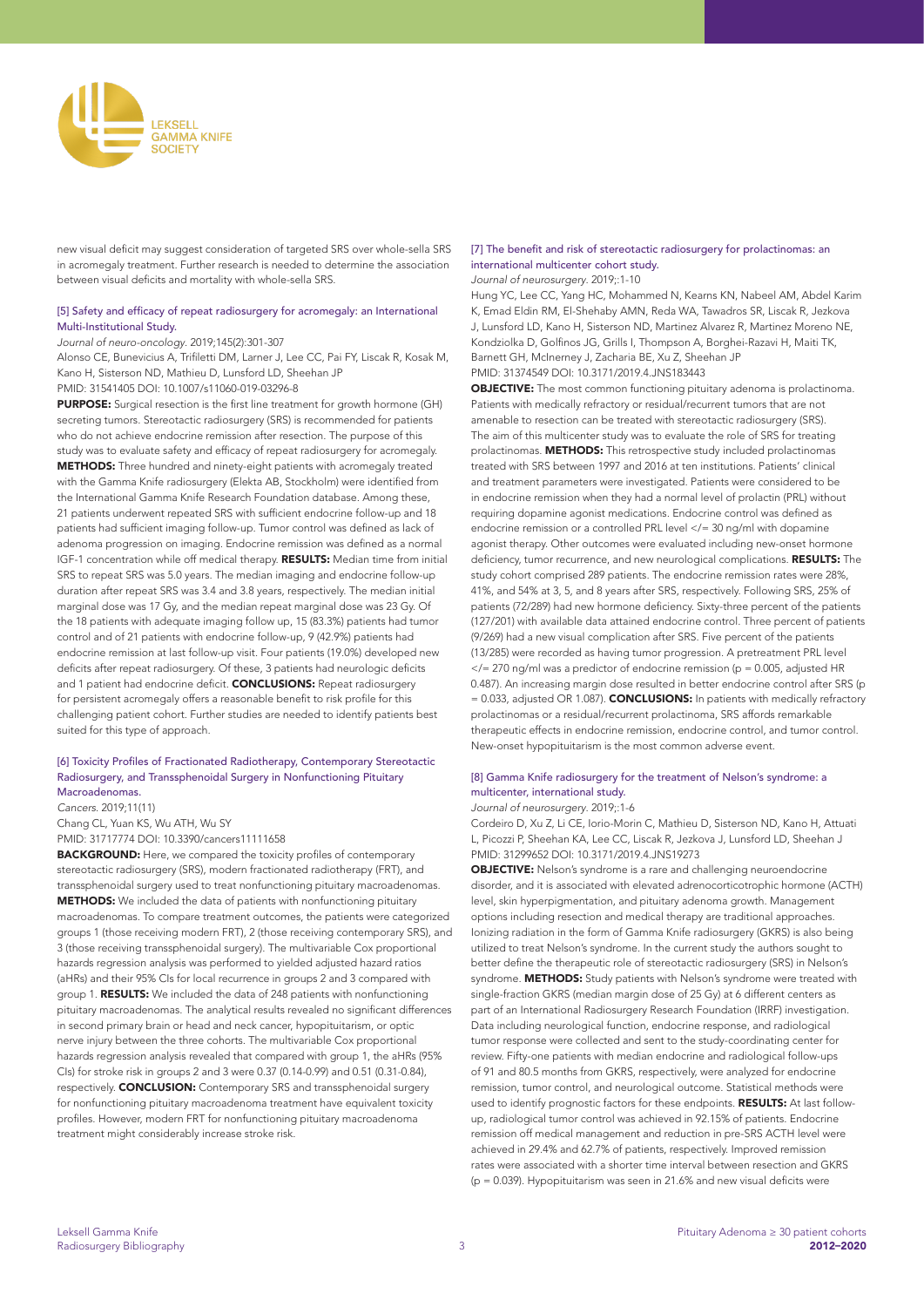new visual deficit may suggest consideration of targeted SRS over whole-sella SRS in acromegaly treatment. Further research is needed to determine the association between visual deficits and mortality with whole-sella SRS.

### [5] Safety and efficacy of repeat radiosurgery for acromegaly: an International Multi-Institutional Study.

*Journal of neuro-oncology*. 2019;145(2):301-307

Alonso CE, Bunevicius A, Trifiletti DM, Larner J, Lee CC, Pai FY, Liscak R, Kosak M, Kano H, Sisterson ND, Mathieu D, Lunsford LD, Sheehan JP

PMID: 31541405 DOI: 10.1007/s11060-019-03296-8

**PURPOSE:** Surgical resection is the first line treatment for growth hormone (GH) secreting tumors. Stereotactic radiosurgery (SRS) is recommended for patients who do not achieve endocrine remission after resection. The purpose of this study was to evaluate safety and efficacy of repeat radiosurgery for acromegaly. **METHODS:** Three hundred and ninety-eight patients with acromegaly treated with the Gamma Knife radiosurgery (Elekta AB, Stockholm) were identified from the International Gamma Knife Research Foundation database. Among these, 21 patients underwent repeated SRS with sufficient endocrine follow-up and 18 patients had sufficient imaging follow-up. Tumor control was defined as lack of adenoma progression on imaging. Endocrine remission was defined as a normal IGF-1 concentration while off medical therapy. **RESULTS:** Median time from initial SRS to repeat SRS was 5.0 years. The median imaging and endocrine follow-up duration after repeat SRS was 3.4 and 3.8 years, respectively. The median initial marginal dose was 17 Gy, and the median repeat marginal dose was 23 Gy. Of the 18 patients with adequate imaging follow up, 15 (83.3%) patients had tumor control and of 21 patients with endocrine follow-up, 9 (42.9%) patients had endocrine remission at last follow-up visit. Four patients (19.0%) developed new deficits after repeat radiosurgery. Of these, 3 patients had neurologic deficits and 1 patient had endocrine deficit. **CONCLUSIONS:** Repeat radiosurgery for persistent acromegaly offers a reasonable benefit to risk profile for this challenging patient cohort. Further studies are needed to identify patients best suited for this type of approach.

### [6] Toxicity Profiles of Fractionated Radiotherapy, Contemporary Stereotactic Radiosurgery, and Transsphenoidal Surgery in Nonfunctioning Pituitary Macroadenomas.

*Cancers*. 2019;11(11)

Chang CL, Yuan KS, Wu ATH, Wu SY

PMID: 31717774 DOI: 10.3390/cancers11111658

**BACKGROUND:** Here, we compared the toxicity profiles of contemporary stereotactic radiosurgery (SRS), modern fractionated radiotherapy (FRT), and transsphenoidal surgery used to treat nonfunctioning pituitary macroadenomas. **METHODS:** We included the data of patients with nonfunctioning pituitary macroadenomas. To compare treatment outcomes, the patients were categorized groups 1 (those receiving modern FRT), 2 (those receiving contemporary SRS), and 3 (those receiving transsphenoidal surgery). The multivariable Cox proportional hazards regression analysis was performed to yielded adjusted hazard ratios (aHRs) and their 95% CIs for local recurrence in groups 2 and 3 compared with group 1. **RESULTS:** We included the data of 248 patients with nonfunctioning pituitary macroadenomas. The analytical results revealed no significant differences in second primary brain or head and neck cancer, hypopituitarism, or optic nerve injury between the three cohorts. The multivariable Cox proportional hazards regression analysis revealed that compared with group 1, the aHRs (95% CIs) for stroke risk in groups 2 and 3 were 0.37 (0.14-0.99) and 0.51 (0.31-0.84), respectively. **CONCLUSION:** Contemporary SRS and transsphenoidal surgery for nonfunctioning pituitary macroadenoma treatment have equivalent toxicity profiles. However, modern FRT for nonfunctioning pituitary macroadenoma treatment might considerably increase stroke risk.

### [7] The benefit and risk of stereotactic radiosurgery for prolactinomas: an international multicenter cohort study.

*Journal of neurosurgery*. 2019;:1-10

Hung YC, Lee CC, Yang HC, Mohammed N, Kearns KN, Nabeel AM, Abdel Karim K, Emad Eldin RM, El-Shehaby AMN, Reda WA, Tawadros SR, Liscak R, Jezkova J, Lunsford LD, Kano H, Sisterson ND, Martinez Alvarez R, Martinez Moreno NE, Kondziolka D, Golfinos JG, Grills I, Thompson A, Borghei-Razavi H, Maiti TK, Barnett GH, McInerney J, Zacharia BE, Xu Z, Sheehan JP

PMID: 31374549 DOI: 10.3171/2019.4.JNS183443

**OBJECTIVE:** The most common functioning pituitary adenoma is prolactinoma. Patients with medically refractory or residual/recurrent tumors that are not amenable to resection can be treated with stereotactic radiosurgery (SRS). The aim of this multicenter study was to evaluate the role of SRS for treating prolactinomas. **METHODS:** This retrospective study included prolactinomas treated with SRS between 1997 and 2016 at ten institutions. Patients' clinical and treatment parameters were investigated. Patients were considered to be in endocrine remission when they had a normal level of prolactin (PRL) without requiring dopamine agonist medications. Endocrine control was defined as endocrine remission or a controlled PRL level </= 30 ng/ml with dopamine agonist therapy. Other outcomes were evaluated including new-onset hormone deficiency, tumor recurrence, and new neurological complications. **RESULTS:** The study cohort comprised 289 patients. The endocrine remission rates were 28%, 41%, and 54% at 3, 5, and 8 years after SRS, respectively. Following SRS, 25% of patients (72/289) had new hormone deficiency. Sixty-three percent of the patients (127/201) with available data attained endocrine control. Three percent of patients (9/269) had a new visual complication after SRS. Five percent of the patients (13/285) were recorded as having tumor progression. A pretreatment PRL level </= 270 ng/ml was a predictor of endocrine remission (p = 0.005, adjusted HR 0.487). An increasing margin dose resulted in better endocrine control after SRS (p = 0.033, adjusted OR 1.087). **CONCLUSIONS:** In patients with medically refractory prolactinomas or a residual/recurrent prolactinoma, SRS affords remarkable therapeutic effects in endocrine remission, endocrine control, and tumor control. New-onset hypopituitarism is the most common adverse event.

### [8] Gamma Knife radiosurgery for the treatment of Nelson's syndrome: a multicenter, international study.

*Journal of neurosurgery*. 2019;:1-6

Cordeiro D, Xu Z, Li CE, Iorio-Morin C, Mathieu D, Sisterson ND, Kano H, Attuati L, Picozzi P, Sheehan KA, Lee CC, Liscak R, Jezkova J, Lunsford LD, Sheehan J

PMID: 31299652 DOI: 10.3171/2019.4.JNS19273

**OBJECTIVE:** Nelson's syndrome is a rare and challenging neuroendocrine disorder, and it is associated with elevated adrenocorticotrophic hormone (ACTH) level, skin hyperpigmentation, and pituitary adenoma growth. Management options including resection and medical therapy are traditional approaches. Ionizing radiation in the form of Gamma Knife radiosurgery (GKRS) is also being utilized to treat Nelson's syndrome. In the current study the authors sought to better define the therapeutic role of stereotactic radiosurgery (SRS) in Nelson's syndrome. **METHODS:** Study patients with Nelson's syndrome were treated with single-fraction GKRS (median margin dose of 25 Gy) at 6 different centers as part of an International Radiosurgery Research Foundation (IRRF) investigation. Data including neurological function, endocrine response, and radiological tumor response were collected and sent to the study-coordinating center for review. Fifty-one patients with median endocrine and radiological follow-ups of 91 and 80.5 months from GKRS, respectively, were analyzed for endocrine remission, tumor control, and neurological outcome. Statistical methods were used to identify prognostic factors for these endpoints. **RESULTS:** At last follow-up, radiological tumor control was achieved in 92.15% of patients. Endocrine remission off medical management and reduction in pre-SRS ACTH level were achieved in 29.4% and 62.7% of patients, respectively. Improved remission rates were associated with a shorter time interval between resection and GKRS (p = 0.039). Hypopituitarism was seen in 21.6% and new visual deficits were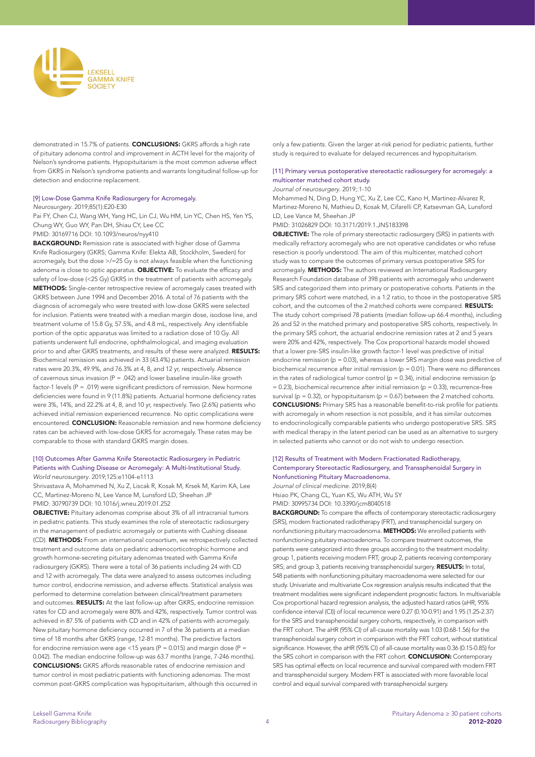demonstrated in 15.7% of patients. **CONCLUSIONS:** GKRS affords a high rate of pituitary adenoma control and improvement in ACTH level for the majority of Nelson's syndrome patients. Hypopituitarism is the most common adverse effect from GKRS in Nelson's syndrome patients and warrants longitudinal follow-up for detection and endocrine replacement.

### [9] Low-Dose Gamma Knife Radiosurgery for Acromegaly.

*Neurosurgery*. 2019;85(1):E20-E30

Pai FY, Chen CJ, Wang WH, Yang HC, Lin CJ, Wu HM, Lin YC, Chen HS, Yen YS, Chung WY, Guo WY, Pan DH, Shiau CY, Lee CC

PMID: 30169716 DOI: 10.1093/neuros/nyy410

**BACKGROUND:** Remission rate is associated with higher dose of Gamma Knife Radiosurgery (GKRS; Gamma Knife: Elekta AB, Stockholm, Sweden) for acromegaly, but the dose >/=25 Gy is not always feasible when the functioning adenoma is close to optic apparatus. **OBJECTIVE:** To evaluate the efficacy and safety of low-dose (<25 Gy) GKRS in the treatment of patients with acromegaly. **METHODS:** Single-center retrospective review of acromegaly cases treated with GKRS between June 1994 and December 2016. A total of 76 patients with the diagnosis of acromegaly who were treated with low-dose GKRS were selected for inclusion. Patients were treated with a median margin dose, isodose line, and treatment volume of 15.8 Gy, 57.5%, and 4.8 mL, respectively. Any identifiable portion of the optic apparatus was limited to a radiation dose of 10 Gy. All patients underwent full endocrine, ophthalmological, and imaging evaluation prior to and after GKRS treatments, and results of these were analyzed. **RESULTS:** Biochemical remission was achieved in 33 (43.4%) patients. Actuarial remission rates were 20.3%, 49.9%, and 76.3% at 4, 8, and 12 yr, respectively. Absence of cavernous sinus invasion (P = .042) and lower baseline insulin-like growth factor-1 levels (P = .019) were significant predictors of remission. New hormone deficiencies were found in 9 (11.8%) patients. Actuarial hormone deficiency rates were 3%, 14%, and 22.2% at 4, 8, and 10 yr, respectively. Two (2.6%) patients who achieved initial remission experienced recurrence. No optic complications were encountered. **CONCLUSION:** Reasonable remission and new hormone deficiency rates can be achieved with low-dose GKRS for acromegaly. These rates may be comparable to those with standard GKRS margin doses.

### [10] Outcomes After Gamma Knife Stereotactic Radiosurgery in Pediatric Patients with Cushing Disease or Acromegaly: A Multi-Institutional Study.

*World neurosurgery*. 2019;125:e1104-e1113

Shrivastava A, Mohammed N, Xu Z, Liscak R, Kosak M, Krsek M, Karim KA, Lee CC, Martinez-Moreno N, Lee Vance M, Lunsford LD, Sheehan JP

PMID: 30790739 DOI: 10.1016/j.wneu.2019.01.252

**OBJECTIVE:** Pituitary adenomas comprise about 3% of all intracranial tumors in pediatric patients. This study examines the role of stereotactic radiosurgery in the management of pediatric acromegaly or patients with Cushing disease (CD). **METHODS:** From an international consortium, we retrospectively collected treatment and outcome data on pediatric adrenocorticotrophic hormone and growth hormone-secreting pituitary adenomas treated with Gamma Knife radiosurgery (GKRS). There were a total of 36 patients including 24 with CD and 12 with acromegaly. The data were analyzed to assess outcomes including tumor control, endocrine remission, and adverse effects. Statistical analysis was performed to determine correlation between clinical/treatment parameters and outcomes. **RESULTS:** At the last follow-up after GKRS, endocrine remission rates for CD and acromegaly were 80% and 42%, respectively. Tumor control was achieved in 87.5% of patients with CD and in 42% of patients with acromegaly. New pituitary hormone deficiency occurred in 7 of the 36 patients at a median time of 18 months after GKRS (range, 12-81 months). The predictive factors for endocrine remission were age <15 years (P = 0.015) and margin dose (P = 0.042). The median endocrine follow-up was 63.7 months (range, 7-246 months). **CONCLUSIONS:** GKRS affords reasonable rates of endocrine remission and tumor control in most pediatric patients with functioning adenomas. The most common post-GKRS complication was hypopituitarism, although this occurred in only a few patients. Given the larger at-risk period for pediatric patients, further study is required to evaluate for delayed recurrences and hypopituitarism.

### [11] Primary versus postoperative stereotactic radiosurgery for acromegaly: a multicenter matched cohort study.

*Journal of neurosurgery*. 2019;:1-10

Mohammed N, Ding D, Hung YC, Xu Z, Lee CC, Kano H, Martinez-Alvarez R, Martinez-Moreno N, Mathieu D, Kosak M, Cifarelli CP, Katsevman GA, Lunsford LD, Lee Vance M, Sheehan JP

PMID: 31026829 DOI: 10.3171/2019.1.JNS183398

**OBJECTIVE:** The role of primary stereotactic radiosurgery (SRS) in patients with medically refractory acromegaly who are not operative candidates or who refuse resection is poorly understood. The aim of this multicenter, matched cohort study was to compare the outcomes of primary versus postoperative SRS for acromegaly. **METHODS:** The authors reviewed an International Radiosurgery Research Foundation database of 398 patients with acromegaly who underwent SRS and categorized them into primary or postoperative cohorts. Patients in the primary SRS cohort were matched, in a 1:2 ratio, to those in the postoperative SRS cohort, and the outcomes of the 2 matched cohorts were compared. **RESULTS:** The study cohort comprised 78 patients (median follow-up 66.4 months), including 26 and 52 in the matched primary and postoperative SRS cohorts, respectively. In the primary SRS cohort, the actuarial endocrine remission rates at 2 and 5 years were 20% and 42%, respectively. The Cox proportional hazards model showed that a lower pre-SRS insulin-like growth factor-1 level was predictive of initial endocrine remission (p = 0.03), whereas a lower SRS margin dose was predictive of biochemical recurrence after initial remission (p = 0.01). There were no differences in the rates of radiological tumor control (p = 0.34), initial endocrine remission (p = 0.23), biochemical recurrence after initial remission (p = 0.33), recurrence-free survival (p = 0.32), or hypopituitarism (p = 0.67) between the 2 matched cohorts. **CONCLUSIONS:** Primary SRS has a reasonable benefit-to-risk profile for patients with acromegaly in whom resection is not possible, and it has similar outcomes to endocrinologically comparable patients who undergo postoperative SRS. SRS with medical therapy in the latent period can be used as an alternative to surgery in selected patients who cannot or do not wish to undergo resection.

### [12] Results of Treatment with Modern Fractionated Radiotherapy, Contemporary Stereotactic Radiosurgery, and Transsphenoidal Surgery in Nonfunctioning Pituitary Macroadenoma.

*Journal of clinical medicine*. 2019;8(4)

Hsiao PK, Chang CL, Yuan KS, Wu ATH, Wu SY

PMID: 30995734 DOI: 10.3390/jcm8040518

**BACKGROUND:** To compare the effects of contemporary stereotactic radiosurgery (SRS), modern fractionated radiotherapy (FRT), and transsphenoidal surgery on nonfunctioning pituitary macroadenoma. **METHODS:** We enrolled patients with nonfunctioning pituitary macroadenoma. To compare treatment outcomes, the patients were categorized into three groups according to the treatment modality: group 1, patients receiving modern FRT; group 2, patients receiving contemporary SRS; and group 3, patients receiving transsphenoidal surgery. **RESULTS:** In total, 548 patients with nonfunctioning pituitary macroadenoma were selected for our study. Univariate and multivariate Cox regression analysis results indicated that the treatment modalities were significant independent prognostic factors. In multivariable Cox proportional hazard regression analysis, the adjusted hazard ratios (aHR; 95% confidence interval (CI)) of local recurrence were 0.27 (0.10-0.91) and 1.95 (1.25-2.37) for the SRS and transsphenoidal surgery cohorts, respectively, in comparison with the FRT cohort. The aHR (95% CI) of all-cause mortality was 1.03 (0.68-1.56) for the transsphenoidal surgery cohort in comparison with the FRT cohort, without statistical significance. However, the aHR (95% CI) of all-cause mortality was 0.36 (0.15-0.85) for the SRS cohort in comparison with the FRT cohort. **CONCLUSION:** Contemporary SRS has optimal effects on local recurrence and survival compared with modern FRT and transsphenoidal surgery. Modern FRT is associated with more favorable local control and equal survival compared with transsphenoidal surgery.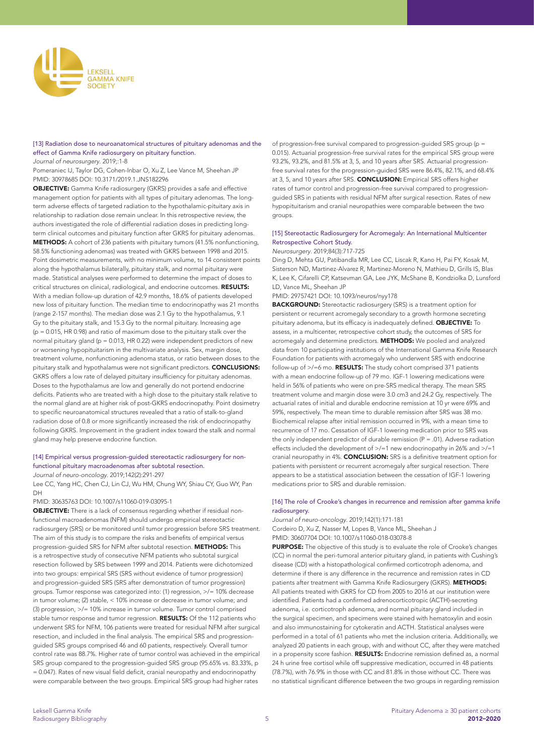### [13] Radiation dose to neuroanatomical structures of pituitary adenomas and the effect of Gamma Knife radiosurgery on pituitary function.

*Journal of neurosurgery*. 2019;:1-8

Pomeraniec IJ, Taylor DG, Cohen-Inbar O, Xu Z, Lee Vance M, Sheehan JP

PMID: 30978685 DOI: 10.3171/2019.1.JNS182296

**OBJECTIVE:** Gamma Knife radiosurgery (GKRS) provides a safe and effective management option for patients with all types of pituitary adenomas. The long-term adverse effects of targeted radiation to the hypothalamic-pituitary axis in relationship to radiation dose remain unclear. In this retrospective review, the authors investigated the role of differential radiation doses in predicting long-term clinical outcomes and pituitary function after GKRS for pituitary adenomas. **METHODS:** A cohort of 236 patients with pituitary tumors (41.5% nonfunctioning, 58.5% functioning adenomas) was treated with GKRS between 1998 and 2015. Point dosimetric measurements, with no minimum volume, to 14 consistent points along the hypothalamus bilaterally, pituitary stalk, and normal pituitary were made. Statistical analyses were performed to determine the impact of doses to critical structures on clinical, radiological, and endocrine outcomes. **RESULTS:** With a median follow-up duration of 42.9 months, 18.6% of patients developed new loss of pituitary function. The median time to endocrinopathy was 21 months (range 2-157 months). The median dose was 2.1 Gy to the hypothalamus, 9.1 Gy to the pituitary stalk, and 15.3 Gy to the normal pituitary. Increasing age (p = 0.015, HR 0.98) and ratio of maximum dose to the pituitary stalk over the normal pituitary gland (p = 0.013, HR 0.22) were independent predictors of new or worsening hypopituitarism in the multivariate analysis. Sex, margin dose, treatment volume, nonfunctioning adenoma status, or ratio between doses to the pituitary stalk and hypothalamus were not significant predictors. **CONCLUSIONS:** GKRS offers a low rate of delayed pituitary insufficiency for pituitary adenomas. Doses to the hypothalamus are low and generally do not portend endocrine deficits. Patients who are treated with a high dose to the pituitary stalk relative to the normal gland are at higher risk of post-GKRS endocrinopathy. Point dosimetry to specific neuroanatomical structures revealed that a ratio of stalk-to-gland radiation dose of 0.8 or more significantly increased the risk of endocrinopathy following GKRS. Improvement in the gradient index toward the stalk and normal gland may help preserve endocrine function.

### [14] Empirical versus progression-guided stereotactic radiosurgery for non-functional pituitary macroadenomas after subtotal resection.

*Journal of neuro-oncology*. 2019;142(2):291-297

Lee CC, Yang HC, Chen CJ, Lin CJ, Wu HM, Chung WY, Shiau CY, Guo WY, Pan DH

PMID: 30635763 DOI: 10.1007/s11060-019-03095-1

**OBJECTIVE:** There is a lack of consensus regarding whether residual non-functional macroadenomas (NFM) should undergo empirical stereotactic radiosurgery (SRS) or be monitored until tumor progression before SRS treatment. The aim of this study is to compare the risks and benefits of empirical versus progression-guided SRS for NFM after subtotal resection. **METHODS:** This is a retrospective study of consecutive NFM patients who subtotal surgical resection followed by SRS between 1999 and 2014. Patients were dichotomized into two groups: empirical SRS (SRS without evidence of tumor progression) and progression-guided SRS (SRS after demonstration of tumor progression) groups. Tumor response was categorized into: (1) regression, >/= 10% decrease in tumor volume; (2) stable, < 10% increase or decrease in tumor volume; and (3) progression, >/= 10% increase in tumor volume. Tumor control comprised stable tumor response and tumor regression. **RESULTS:** Of the 112 patients who underwent SRS for NFM, 106 patients were treated for residual NFM after surgical resection, and included in the final analysis. The empirical SRS and progression-guided SRS groups comprised 46 and 60 patients, respectively. Overall tumor control rate was 88.7%. Higher rate of tumor control was achieved in the empirical SRS group compared to the progression-guided SRS group (95.65% vs. 83.33%, p = 0.047). Rates of new visual field deficit, cranial neuropathy and endocrinopathy were comparable between the two groups. Empirical SRS group had higher rates of progression-free survival compared to progression-guided SRS group (p = 0.015). Actuarial progression-free survival rates for the empirical SRS group were 93.2%, 93.2%, and 81.5% at 3, 5, and 10 years after SRS. Actuarial progression-free survival rates for the progression-guided SRS were 86.4%, 82.1%, and 68.4% at 3, 5, and 10 years after SRS. **CONCLUSION:** Empirical SRS offers higher rates of tumor control and progression-free survival compared to progression-guided SRS in patients with residual NFM after surgical resection. Rates of new hypopituitarism and cranial neuropathies were comparable between the two groups.

### [15] Stereotactic Radiosurgery for Acromegaly: An International Multicenter Retrospective Cohort Study.

*Neurosurgery*. 2019;84(3):717-725

Ding D, Mehta GU, Patibandla MR, Lee CC, Liscak R, Kano H, Pai FY, Kosak M, Sisterson ND, Martinez-Alvarez R, Martinez-Moreno N, Mathieu D, Grills IS, Blas K, Lee K, Cifarelli CP, Katsevman GA, Lee JYK, McShane B, Kondziolka D, Lunsford LD, Vance ML, Sheehan JP

PMID: 29757421 DOI: 10.1093/neuros/nyy178

**BACKGROUND:** Stereotactic radiosurgery (SRS) is a treatment option for persistent or recurrent acromegaly secondary to a growth hormone secreting pituitary adenoma, but its efficacy is inadequately defined. **OBJECTIVE:** To assess, in a multicenter, retrospective cohort study, the outcomes of SRS for acromegaly and determine predictors. **METHODS:** We pooled and analyzed data from 10 participating institutions of the International Gamma Knife Research Foundation for patients with acromegaly who underwent SRS with endocrine follow-up of >/=6 mo. **RESULTS:** The study cohort comprised 371 patients with a mean endocrine follow-up of 79 mo. IGF-1 lowering medications were held in 56% of patients who were on pre-SRS medical therapy. The mean SRS treatment volume and margin dose were 3.0 cm3 and 24.2 Gy, respectively. The actuarial rates of initial and durable endocrine remission at 10 yr were 69% and 59%, respectively. The mean time to durable remission after SRS was 38 mo. Biochemical relapse after initial remission occurred in 9%, with a mean time to recurrence of 17 mo. Cessation of IGF-1 lowering medication prior to SRS was the only independent predictor of durable remission (P = .01). Adverse radiation effects included the development of >/=1 new endocrinopathy in 26% and >/=1 cranial neuropathy in 4%. **CONCLUSION:** SRS is a definitive treatment option for patients with persistent or recurrent acromegaly after surgical resection. There appears to be a statistical association between the cessation of IGF-1 lowering medications prior to SRS and durable remission.

### [16] The role of Crooke's changes in recurrence and remission after gamma knife radiosurgery.

*Journal of neuro-oncology*. 2019;142(1):171-181

Cordeiro D, Xu Z, Nasser M, Lopes B, Vance ML, Sheehan J

PMID: 30607704 DOI: 10.1007/s11060-018-03078-8

**PURPOSE:** The objective of this study is to evaluate the role of Crooke's changes (CC) in normal the peri-tumoral anterior pituitary gland, in patients with Cushing's disease (CD) with a histopathological confirmed corticotroph adenoma, and determine if there is any difference in the recurrence and remission rates in CD patients after treatment with Gamma Knife Radiosurgery (GKRS). **METHODS:** All patients treated with GKRS for CD from 2005 to 2016 at our institution were identified. Patients had a confirmed adrenocorticotropic (ACTH)-secreting adenoma, i.e. corticotroph adenoma, and normal pituitary gland included in the surgical specimen, and specimens were stained with hematoxylin and eosin and also immunostaining for cytokeratin and ACTH. Statistical analyses were performed in a total of 61 patients who met the inclusion criteria. Additionally, we analyzed 20 patients in each group, with and without CC, after they were matched in a propensity score fashion. **RESULTS:** Endocrine remission defined as, a normal 24 h urine free cortisol while off suppressive medication, occurred in 48 patients (78.7%), with 76.9% in those with CC and 81.8% in those without CC. There was no statistical significant difference between the two groups in regarding remission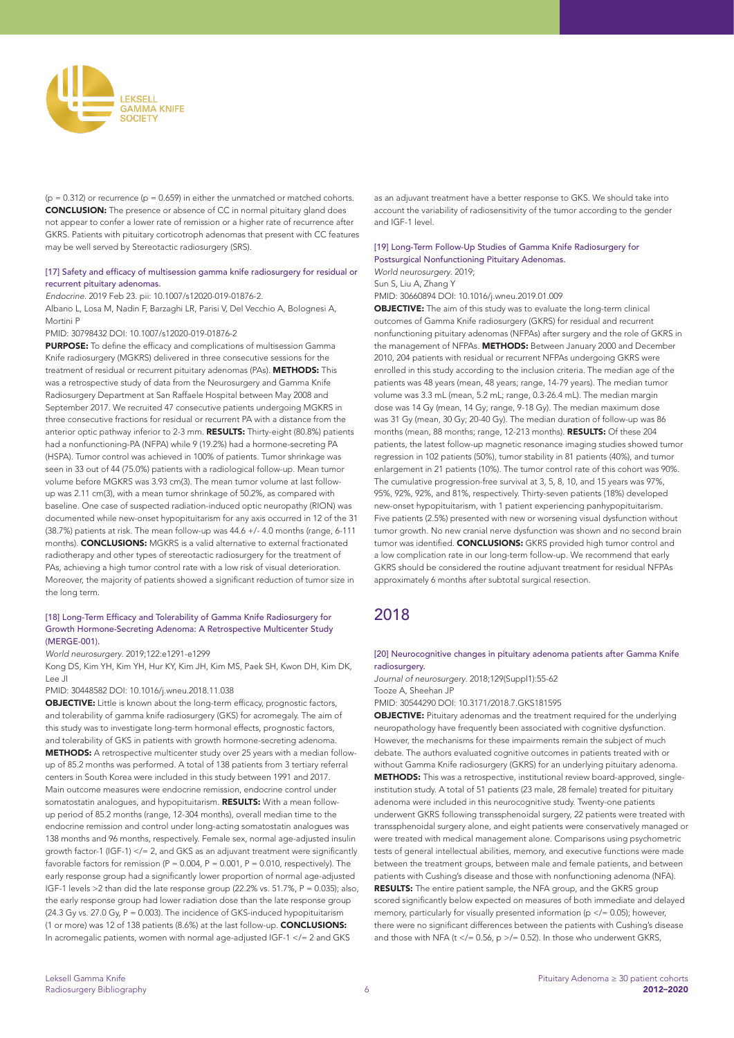(p = 0.312) or recurrence (p = 0.659) in either the unmatched or matched cohorts. **CONCLUSION:** The presence or absence of CC in normal pituitary gland does not appear to confer a lower rate of remission or a higher rate of recurrence after GKRS. Patients with pituitary corticotroph adenomas that present with CC features may be well served by Stereotactic radiosurgery (SRS).

### [17] Safety and efficacy of multisession gamma knife radiosurgery for residual or recurrent pituitary adenomas.

*Endocrine*. 2019 Feb 23. pii: 10.1007/s12020-019-01876-2.

Albano L, Losa M, Nadin F, Barzaghi LR, Parisi V, Del Vecchio A, Bolognesi A, Mortini P

PMID: 30798432 DOI: 10.1007/s12020-019-01876-2

**PURPOSE:** To define the efficacy and complications of multisession Gamma Knife radiosurgery (MGKRS) delivered in three consecutive sessions for the treatment of residual or recurrent pituitary adenomas (PAs). **METHODS:** This was a retrospective study of data from the Neurosurgery and Gamma Knife Radiosurgery Department at San Raffaele Hospital between May 2008 and September 2017. We recruited 47 consecutive patients undergoing MGKRS in three consecutive fractions for residual or recurrent PA with a distance from the anterior optic pathway inferior to 2-3 mm. **RESULTS:** Thirty-eight (80.8%) patients had a nonfunctioning-PA (NFPA) while 9 (19.2%) had a hormone-secreting PA (HSPA). Tumor control was achieved in 100% of patients. Tumor shrinkage was seen in 33 out of 44 (75.0%) patients with a radiological follow-up. Mean tumor volume before MGKRS was 3.93 cm(3). The mean tumor volume at last follow-up was 2.11 cm(3), with a mean tumor shrinkage of 50.2%, as compared with baseline. One case of suspected radiation-induced optic neuropathy (RION) was documented while new-onset hypopituitarism for any axis occurred in 12 of the 31 (38.7%) patients at risk. The mean follow-up was 44.6 +/- 4.0 months (range, 6-111 months). **CONCLUSIONS:** MGKRS is a valid alternative to external fractionated radiotherapy and other types of stereotactic radiosurgery for the treatment of PAs, achieving a high tumor control rate with a low risk of visual deterioration. Moreover, the majority of patients showed a significant reduction of tumor size in the long term.

### [18] Long-Term Efficacy and Tolerability of Gamma Knife Radiosurgery for Growth Hormone-Secreting Adenoma: A Retrospective Multicenter Study (MERGE-001).

*World neurosurgery*. 2019;122:e1291-e1299

Kong DS, Kim YH, Kim YH, Hur KY, Kim JH, Kim MS, Paek SH, Kwon DH, Kim DK, Lee JI

PMID: 30448582 DOI: 10.1016/j.wneu.2018.11.038

**OBJECTIVE:** Little is known about the long-term efficacy, prognostic factors, and tolerability of gamma knife radiosurgery (GKS) for acromegaly. The aim of this study was to investigate long-term hormonal effects, prognostic factors, and tolerability of GKS in patients with growth hormone-secreting adenoma. **METHODS:** A retrospective multicenter study over 25 years with a median follow-up of 85.2 months was performed. A total of 138 patients from 3 tertiary referral centers in South Korea were included in this study between 1991 and 2017. Main outcome measures were endocrine remission, endocrine control under somatostatin analogues, and hypopituitarism. **RESULTS:** With a mean follow-up period of 85.2 months (range, 12-304 months), overall median time to the endocrine remission and control under long-acting somatostatin analogues was 138 months and 96 months, respectively. Female sex, normal age-adjusted insulin growth factor-1 (IGF-1) </= 2, and GKS as an adjuvant treatment were significantly favorable factors for remission (P = 0.004, P = 0.001, P = 0.010, respectively). The early response group had a significantly lower proportion of normal age-adjusted IGF-1 levels >2 than did the late response group (22.2% vs. 51.7%, P = 0.035); also, the early response group had lower radiation dose than the late response group (24.3 Gy vs. 27.0 Gy, P = 0.003). The incidence of GKS-induced hypopituitarism (1 or more) was 12 of 138 patients (8.6%) at the last follow-up. **CONCLUSIONS:** In acromegalic patients, women with normal age-adjusted IGF-1 </= 2 and GKS as an adjuvant treatment have a better response to GKS. We should take into account the variability of radiosensitivity of the tumor according to the gender and IGF-1 level.

### [19] Long-Term Follow-Up Studies of Gamma Knife Radiosurgery for Postsurgical Nonfunctioning Pituitary Adenomas.

*World neurosurgery*. 2019;

Sun S, Liu A, Zhang Y

PMID: 30660894 DOI: 10.1016/j.wneu.2019.01.009

**OBJECTIVE:** The aim of this study was to evaluate the long-term clinical outcomes of Gamma Knife radiosurgery (GKRS) for residual and recurrent nonfunctioning pituitary adenomas (NFPAs) after surgery and the role of GKRS in the management of NFPAs. **METHODS:** Between January 2000 and December 2010, 204 patients with residual or recurrent NFPAs undergoing GKRS were enrolled in this study according to the inclusion criteria. The median age of the patients was 48 years (mean, 48 years; range, 14-79 years). The median tumor volume was 3.3 mL (mean, 5.2 mL; range, 0.3-26.4 mL). The median margin dose was 14 Gy (mean, 14 Gy; range, 9-18 Gy). The median maximum dose was 31 Gy (mean, 30 Gy; 20-40 Gy). The median duration of follow-up was 86 months (mean, 88 months; range, 12-213 months). **RESULTS:** Of these 204 patients, the latest follow-up magnetic resonance imaging studies showed tumor regression in 102 patients (50%), tumor stability in 81 patients (40%), and tumor enlargement in 21 patients (10%). The tumor control rate of this cohort was 90%. The cumulative progression-free survival at 3, 5, 8, 10, and 15 years was 97%, 95%, 92%, 92%, and 81%, respectively. Thirty-seven patients (18%) developed new-onset hypopituitarism, with 1 patient experiencing panhypopituitarism. Five patients (2.5%) presented with new or worsening visual dysfunction without tumor growth. No new cranial nerve dysfunction was shown and no second brain tumor was identified. **CONCLUSIONS:** GKRS provided high tumor control and a low complication rate in our long-term follow-up. We recommend that early GKRS should be considered the routine adjuvant treatment for residual NFPAs approximately 6 months after subtotal surgical resection.

## 2018

### [20] Neurocognitive changes in pituitary adenoma patients after Gamma Knife radiosurgery.

*Journal of neurosurgery*. 2018;129(Suppl1):55-62

Tooze A, Sheehan JP

PMID: 30544290 DOI: 10.3171/2018.7.GKS181595

**OBJECTIVE:** Pituitary adenomas and the treatment required for the underlying neuropathology have frequently been associated with cognitive dysfunction. However, the mechanisms for these impairments remain the subject of much debate. The authors evaluated cognitive outcomes in patients treated with or without Gamma Knife radiosurgery (GKRS) for an underlying pituitary adenoma. **METHODS:** This was a retrospective, institutional review board-approved, single-institution study. A total of 51 patients (23 male, 28 female) treated for pituitary adenoma were included in this neurocognitive study. Twenty-one patients underwent GKRS following transsphenoidal surgery, 22 patients were treated with transsphenoidal surgery alone, and eight patients were conservatively managed or were treated with medical management alone. Comparisons using psychometric tests of general intellectual abilities, memory, and executive functions were made between the treatment groups, between male and female patients, and between patients with Cushing's disease and those with nonfunctioning adenoma (NFA). **RESULTS:** The entire patient sample, the NFA group, and the GKRS group scored significantly below expected on measures of both immediate and delayed memory, particularly for visually presented information (p </= 0.05); however, there were no significant differences between the patients with Cushing's disease and those with NFA (t </= 0.56, p >/= 0.52). In those who underwent GKRS,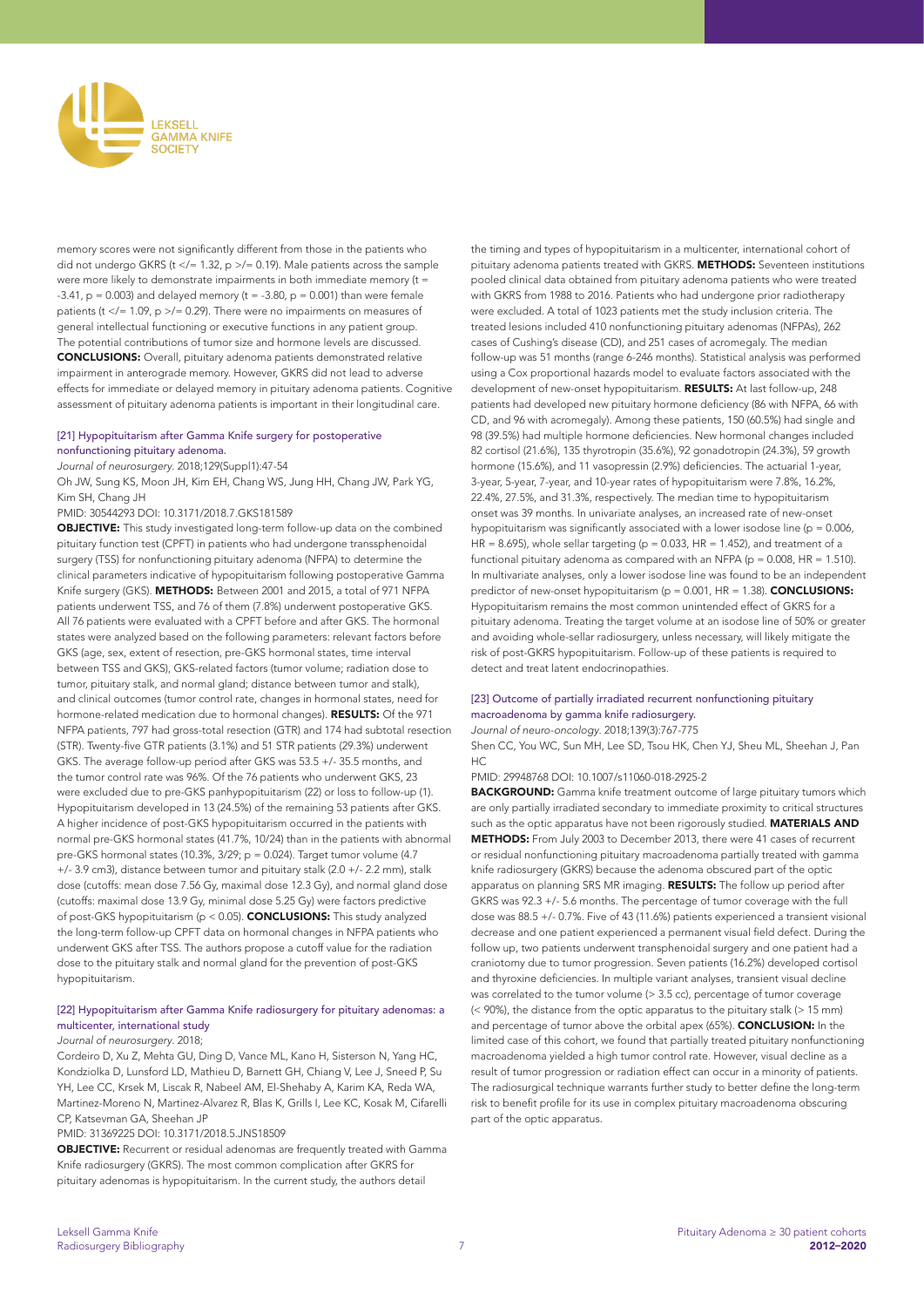memory scores were not significantly different from those in the patients who did not undergo GKRS (t </= 1.32, p >/= 0.19). Male patients across the sample were more likely to demonstrate impairments in both immediate memory (t = -3.41, p = 0.003) and delayed memory (t = -3.80, p = 0.001) than were female patients (t </= 1.09, p >/= 0.29). There were no impairments on measures of general intellectual functioning or executive functions in any patient group. The potential contributions of tumor size and hormone levels are discussed. **CONCLUSIONS:** Overall, pituitary adenoma patients demonstrated relative impairment in anterograde memory. However, GKRS did not lead to adverse effects for immediate or delayed memory in pituitary adenoma patients. Cognitive assessment of pituitary adenoma patients is important in their longitudinal care.

### [21] Hypopituitarism after Gamma Knife surgery for postoperative nonfunctioning pituitary adenoma.

*Journal of neurosurgery*. 2018;129(Suppl1):47-54

Oh JW, Sung KS, Moon JH, Kim EH, Chang WS, Jung HH, Chang JW, Park YG, Kim SH, Chang JH

PMID: 30544293 DOI: 10.3171/2018.7.GKS181589

**OBJECTIVE:** This study investigated long-term follow-up data on the combined pituitary function test (CPFT) in patients who had undergone transsphenoidal surgery (TSS) for nonfunctioning pituitary adenoma (NFPA) to determine the clinical parameters indicative of hypopituitarism following postoperative Gamma Knife surgery (GKS). **METHODS:** Between 2001 and 2015, a total of 971 NFPA patients underwent TSS, and 76 of them (7.8%) underwent postoperative GKS. All 76 patients were evaluated with a CPFT before and after GKS. The hormonal states were analyzed based on the following parameters: relevant factors before GKS (age, sex, extent of resection, pre-GKS hormonal states, time interval between TSS and GKS), GKS-related factors (tumor volume; radiation dose to tumor, pituitary stalk, and normal gland; distance between tumor and stalk), and clinical outcomes (tumor control rate, changes in hormonal states, need for hormone-related medication due to hormonal changes). **RESULTS:** Of the 971 NFPA patients, 797 had gross-total resection (GTR) and 174 had subtotal resection (STR). Twenty-five GTR patients (3.1%) and 51 STR patients (29.3%) underwent GKS. The average follow-up period after GKS was 53.5 +/- 35.5 months, and the tumor control rate was 96%. Of the 76 patients who underwent GKS, 23 were excluded due to pre-GKS panhypopituitarism (22) or loss to follow-up (1). Hypopituitarism developed in 13 (24.5%) of the remaining 53 patients after GKS. A higher incidence of post-GKS hypopituitarism occurred in the patients with normal pre-GKS hormonal states (41.7%, 10/24) than in the patients with abnormal pre-GKS hormonal states (10.3%, 3/29; p = 0.024). Target tumor volume (4.7 +/- 3.9 cm3), distance between tumor and pituitary stalk (2.0 +/- 2.2 mm), stalk dose (cutoffs: mean dose 7.56 Gy, maximal dose 12.3 Gy), and normal gland dose (cutoffs: maximal dose 13.9 Gy, minimal dose 5.25 Gy) were factors predictive of post-GKS hypopituitarism (p < 0.05). **CONCLUSIONS:** This study analyzed the long-term follow-up CPFT data on hormonal changes in NFPA patients who underwent GKS after TSS. The authors propose a cutoff value for the radiation dose to the pituitary stalk and normal gland for the prevention of post-GKS hypopituitarism.

### [22] Hypopituitarism after Gamma Knife radiosurgery for pituitary adenomas: a multicenter, international study

*Journal of neurosurgery*. 2018;

Cordeiro D, Xu Z, Mehta GU, Ding D, Vance ML, Kano H, Sisterson N, Yang HC, Kondziolka D, Lunsford LD, Mathieu D, Barnett GH, Chiang V, Lee J, Sneed P, Su YH, Lee CC, Krsek M, Liscak R, Nabeel AM, El-Shehaby A, Karim KA, Reda WA, Martinez-Moreno N, Martinez-Alvarez R, Blas K, Grills I, Lee KC, Kosak M, Cifarelli CP, Katsevman GA, Sheehan JP

PMID: 31369225 DOI: 10.3171/2018.5.JNS18509

**OBJECTIVE:** Recurrent or residual adenomas are frequently treated with Gamma Knife radiosurgery (GKRS). The most common complication after GKRS for pituitary adenomas is hypopituitarism. In the current study, the authors detail the timing and types of hypopituitarism in a multicenter, international cohort of pituitary adenoma patients treated with GKRS. **METHODS:** Seventeen institutions pooled clinical data obtained from pituitary adenoma patients who were treated with GKRS from 1988 to 2016. Patients who had undergone prior radiotherapy were excluded. A total of 1023 patients met the study inclusion criteria. The treated lesions included 410 nonfunctioning pituitary adenomas (NFPAs), 262 cases of Cushing's disease (CD), and 251 cases of acromegaly. The median follow-up was 51 months (range 6-246 months). Statistical analysis was performed using a Cox proportional hazards model to evaluate factors associated with the development of new-onset hypopituitarism. **RESULTS:** At last follow-up, 248 patients had developed new pituitary hormone deficiency (86 with NFPA, 66 with CD, and 96 with acromegaly). Among these patients, 150 (60.5%) had single and 98 (39.5%) had multiple hormone deficiencies. New hormonal changes included 82 cortisol (21.6%), 135 thyrotropin (35.6%), 92 gonadotropin (24.3%), 59 growth hormone (15.6%), and 11 vasopressin (2.9%) deficiencies. The actuarial 1-year, 3-year, 5-year, 7-year, and 10-year rates of hypopituitarism were 7.8%, 16.2%, 22.4%, 27.5%, and 31.3%, respectively. The median time to hypopituitarism onset was 39 months. In univariate analyses, an increased rate of new-onset hypopituitarism was significantly associated with a lower isodose line (p = 0.006, HR = 8.695), whole sellar targeting (p = 0.033, HR = 1.452), and treatment of a functional pituitary adenoma as compared with an NFPA (p = 0.008, HR = 1.510). In multivariate analyses, only a lower isodose line was found to be an independent predictor of new-onset hypopituitarism (p = 0.001, HR = 1.38). **CONCLUSIONS:** Hypopituitarism remains the most common unintended effect of GKRS for a pituitary adenoma. Treating the target volume at an isodose line of 50% or greater and avoiding whole-sellar radiosurgery, unless necessary, will likely mitigate the risk of post-GKRS hypopituitarism. Follow-up of these patients is required to detect and treat latent endocrinopathies.

### [23] Outcome of partially irradiated recurrent nonfunctioning pituitary macroadenoma by gamma knife radiosurgery.

*Journal of neuro-oncology*. 2018;139(3):767-775

Shen CC, You WC, Sun MH, Lee SD, Tsou HK, Chen YJ, Sheu ML, Sheehan J, Pan HC

PMID: 29948768 DOI: 10.1007/s11060-018-2925-2

**BACKGROUND:** Gamma knife treatment outcome of large pituitary tumors which are only partially irradiated secondary to immediate proximity to critical structures such as the optic apparatus have not been rigorously studied. **MATERIALS AND METHODS:** From July 2003 to December 2013, there were 41 cases of recurrent or residual nonfunctioning pituitary macroadenoma partially treated with gamma knife radiosurgery (GKRS) because the adenoma obscured part of the optic apparatus on planning SRS MR imaging. **RESULTS:** The follow up period after GKRS was 92.3 +/- 5.6 months. The percentage of tumor coverage with the full dose was 88.5 +/- 0.7%. Five of 43 (11.6%) patients experienced a transient visional decrease and one patient experienced a permanent visual field defect. During the follow up, two patients underwent transphenoidal surgery and one patient had a craniotomy due to tumor progression. Seven patients (16.2%) developed cortisol and thyroxine deficiencies. In multiple variant analyses, transient visual decline was correlated to the tumor volume (> 3.5 cc), percentage of tumor coverage (< 90%), the distance from the optic apparatus to the pituitary stalk (> 15 mm) and percentage of tumor above the orbital apex (65%). **CONCLUSION:** In the limited case of this cohort, we found that partially treated pituitary nonfunctioning macroadenoma yielded a high tumor control rate. However, visual decline as a result of tumor progression or radiation effect can occur in a minority of patients. The radiosurgical technique warrants further study to better define the long-term risk to benefit profile for its use in complex pituitary macroadenoma obscuring part of the optic apparatus.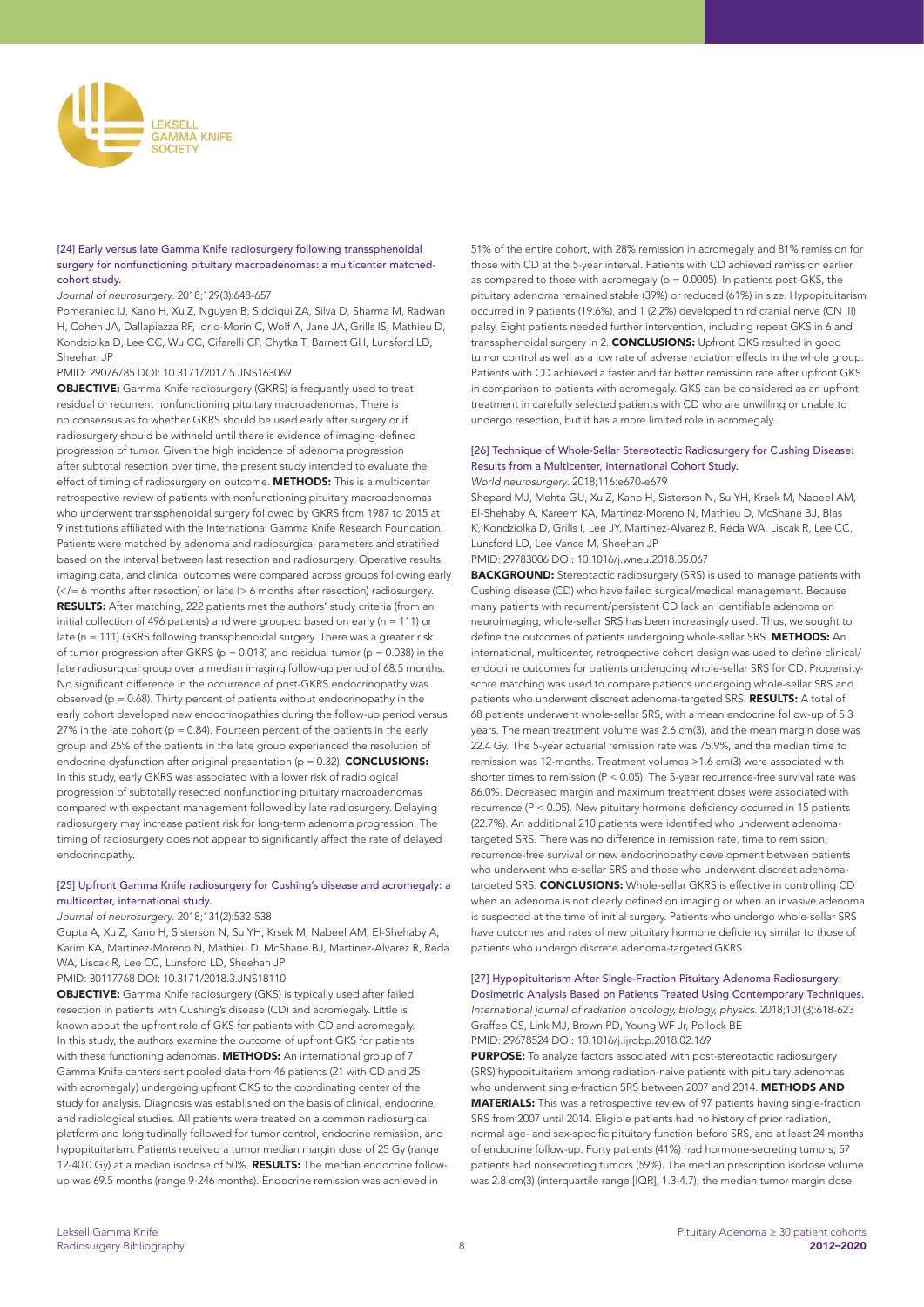### [24] Early versus late Gamma Knife radiosurgery following transsphenoidal surgery for nonfunctioning pituitary macroadenomas: a multicenter matched-cohort study.

*Journal of neurosurgery*. 2018;129(3):648-657

Pomeraniec IJ, Kano H, Xu Z, Nguyen B, Siddiqui ZA, Silva D, Sharma M, Radwan H, Cohen JA, Dallapiazza RF, Iorio-Morin C, Wolf A, Jane JA, Grills IS, Mathieu D, Kondziolka D, Lee CC, Wu CC, Cifarelli CP, Chytka T, Barnett GH, Lunsford LD, Sheehan JP

PMID: 29076785 DOI: 10.3171/2017.5.JNS163069

**OBJECTIVE:** Gamma Knife radiosurgery (GKRS) is frequently used to treat residual or recurrent nonfunctioning pituitary macroadenomas. There is no consensus as to whether GKRS should be used early after surgery or if radiosurgery should be withheld until there is evidence of imaging-defined progression of tumor. Given the high incidence of adenoma progression after subtotal resection over time, the present study intended to evaluate the effect of timing of radiosurgery on outcome. **METHODS:** This is a multicenter retrospective review of patients with nonfunctioning pituitary macroadenomas who underwent transsphenoidal surgery followed by GKRS from 1987 to 2015 at 9 institutions affiliated with the International Gamma Knife Research Foundation. Patients were matched by adenoma and radiosurgical parameters and stratified based on the interval between last resection and radiosurgery. Operative results, imaging data, and clinical outcomes were compared across groups following early (</= 6 months after resection) or late (> 6 months after resection) radiosurgery. **RESULTS:** After matching, 222 patients met the authors' study criteria (from an initial collection of 496 patients) and were grouped based on early (n = 111) or late (n = 111) GKRS following transsphenoidal surgery. There was a greater risk of tumor progression after GKRS ($p = 0.013$) and residual tumor ($p = 0.038$) in the late radiosurgical group over a median imaging follow-up period of 68.5 months. No significant difference in the occurrence of post-GKRS endocrinopathy was observed ($p = 0.68$). Thirty percent of patients without endocrinopathy in the early cohort developed new endocrinopathies during the follow-up period versus 27% in the late cohort ($p = 0.84$). Fourteen percent of the patients in the early group and 25% of the patients in the late group experienced the resolution of endocrine dysfunction after original presentation ($p = 0.32$). **CONCLUSIONS:** In this study, early GKRS was associated with a lower risk of radiological progression of subtotally resected nonfunctioning pituitary macroadenomas compared with expectant management followed by late radiosurgery. Delaying radiosurgery may increase patient risk for long-term adenoma progression. The timing of radiosurgery does not appear to significantly affect the rate of delayed endocrinopathy.

### [25] Upfront Gamma Knife radiosurgery for Cushing's disease and acromegaly: a multicenter, international study.

*Journal of neurosurgery*. 2018;131(2):532-538

Gupta A, Xu Z, Kano H, Sisterson N, Su YH, Krsek M, Nabeel AM, El-Shehaby A, Karim KA, Martinez-Moreno N, Mathieu D, McShane BJ, Martinez-Alvarez R, Reda WA, Liscak R, Lee CC, Lunsford LD, Sheehan JP

PMID: 30117768 DOI: 10.3171/2018.3.JNS18110

**OBJECTIVE:** Gamma Knife radiosurgery (GKS) is typically used after failed resection in patients with Cushing's disease (CD) and acromegaly. Little is known about the upfront role of GKS for patients with CD and acromegaly. In this study, the authors examine the outcome of upfront GKS for patients with these functioning adenomas. **METHODS:** An international group of 7 Gamma Knife centers sent pooled data from 46 patients (21 with CD and 25 with acromegaly) undergoing upfront GKS to the coordinating center of the study for analysis. Diagnosis was established on the basis of clinical, endocrine, and radiological studies. All patients were treated on a common radiosurgical platform and longitudinally followed for tumor control, endocrine remission, and hypopituitarism. Patients received a tumor median margin dose of 25 Gy (range 12-40.0 Gy) at a median isodose of 50%. **RESULTS:** The median endocrine follow-up was 69.5 months (range 9-246 months). Endocrine remission was achieved in 51% of the entire cohort, with 28% remission in acromegaly and 81% remission for those with CD at the 5-year interval. Patients with CD achieved remission earlier as compared to those with acromegaly ($p = 0.0005$). In patients post-GKS, the pituitary adenoma remained stable (39%) or reduced (61%) in size. Hypopituitarism occurred in 9 patients (19.6%), and 1 (2.2%) developed third cranial nerve (CN III) palsy. Eight patients needed further intervention, including repeat GKS in 6 and transsphenoidal surgery in 2. **CONCLUSIONS:** Upfront GKS resulted in good tumor control as well as a low rate of adverse radiation effects in the whole group. Patients with CD achieved a faster and far better remission rate after upfront GKS in comparison to patients with acromegaly. GKS can be considered as an upfront treatment in carefully selected patients with CD who are unwilling or unable to undergo resection, but it has a more limited role in acromegaly.

### [26] Technique of Whole-Sellar Stereotactic Radiosurgery for Cushing Disease: Results from a Multicenter, International Cohort Study.

*World neurosurgery*. 2018;116:e670-e679

Shepard MJ, Mehta GU, Xu Z, Kano H, Sisterson N, Su YH, Krsek M, Nabeel AM, El-Shehaby A, Kareem KA, Martinez-Moreno N, Mathieu D, McShane BJ, Blas K, Kondziolka D, Grills I, Lee JY, Martinez-Alvarez R, Reda WA, Liscak R, Lee CC, Lunsford LD, Lee Vance M, Sheehan JP

PMID: 29783006 DOI: 10.1016/j.wneu.2018.05.067

**BACKGROUND:** Stereotactic radiosurgery (SRS) is used to manage patients with Cushing disease (CD) who have failed surgical/medical management. Because many patients with recurrent/persistent CD lack an identifiable adenoma on neuroimaging, whole-sellar SRS has been increasingly used. Thus, we sought to define the outcomes of patients undergoing whole-sellar SRS. **METHODS:** An international, multicenter, retrospective cohort design was used to define clinical/endocrine outcomes for patients undergoing whole-sellar SRS for CD. Propensity-score matching was used to compare patients undergoing whole-sellar SRS and patients who underwent discreet adenoma-targeted SRS. **RESULTS:** A total of 68 patients underwent whole-sellar SRS, with a mean endocrine follow-up of 5.3 years. The mean treatment volume was 2.6 cm(3), and the mean margin dose was 22.4 Gy. The 5-year actuarial remission rate was 75.9%, and the median time to remission was 12-months. Treatment volumes >1.6 cm(3) were associated with shorter times to remission ($P < 0.05$). The 5-year recurrence-free survival rate was 86.0%. Decreased margin and maximum treatment doses were associated with recurrence ($P < 0.05$). New pituitary hormone deficiency occurred in 15 patients (22.7%). An additional 210 patients were identified who underwent adenoma-targeted SRS. There was no difference in remission rate, time to remission, recurrence-free survival or new endocrinopathy development between patients who underwent whole-sellar SRS and those who underwent discreet adenoma-targeted SRS. **CONCLUSIONS:** Whole-sellar GKRS is effective in controlling CD when an adenoma is not clearly defined on imaging or when an invasive adenoma is suspected at the time of initial surgery. Patients who undergo whole-sellar SRS have outcomes and rates of new pituitary hormone deficiency similar to those of patients who undergo discrete adenoma-targeted GKRS.

### [27] Hypopituitarism After Single-Fraction Pituitary Adenoma Radiosurgery: Dosimetric Analysis Based on Patients Treated Using Contemporary Techniques.

*International journal of radiation oncology, biology, physics*. 2018;101(3):618-623

Graffeo CS, Link MJ, Brown PD, Young WF Jr, Pollock BE

PMID: 29678524 DOI: 10.1016/j.ijrobp.2018.02.169

**PURPOSE:** To analyze factors associated with post-stereotactic radiosurgery (SRS) hypopituitarism among radiation-naive patients with pituitary adenomas who underwent single-fraction SRS between 2007 and 2014. **METHODS AND MATERIALS:** This was a retrospective review of 97 patients having single-fraction SRS from 2007 until 2014. Eligible patients had no history of prior radiation, normal age- and sex-specific pituitary function before SRS, and at least 24 months of endocrine follow-up. Forty patients (41%) had hormone-secreting tumors; 57 patients had nonsecreting tumors (59%). The median prescription isodose volume was 2.8 cm(3) (interquartile range [IQR], 1.3-4.7); the median tumor margin dose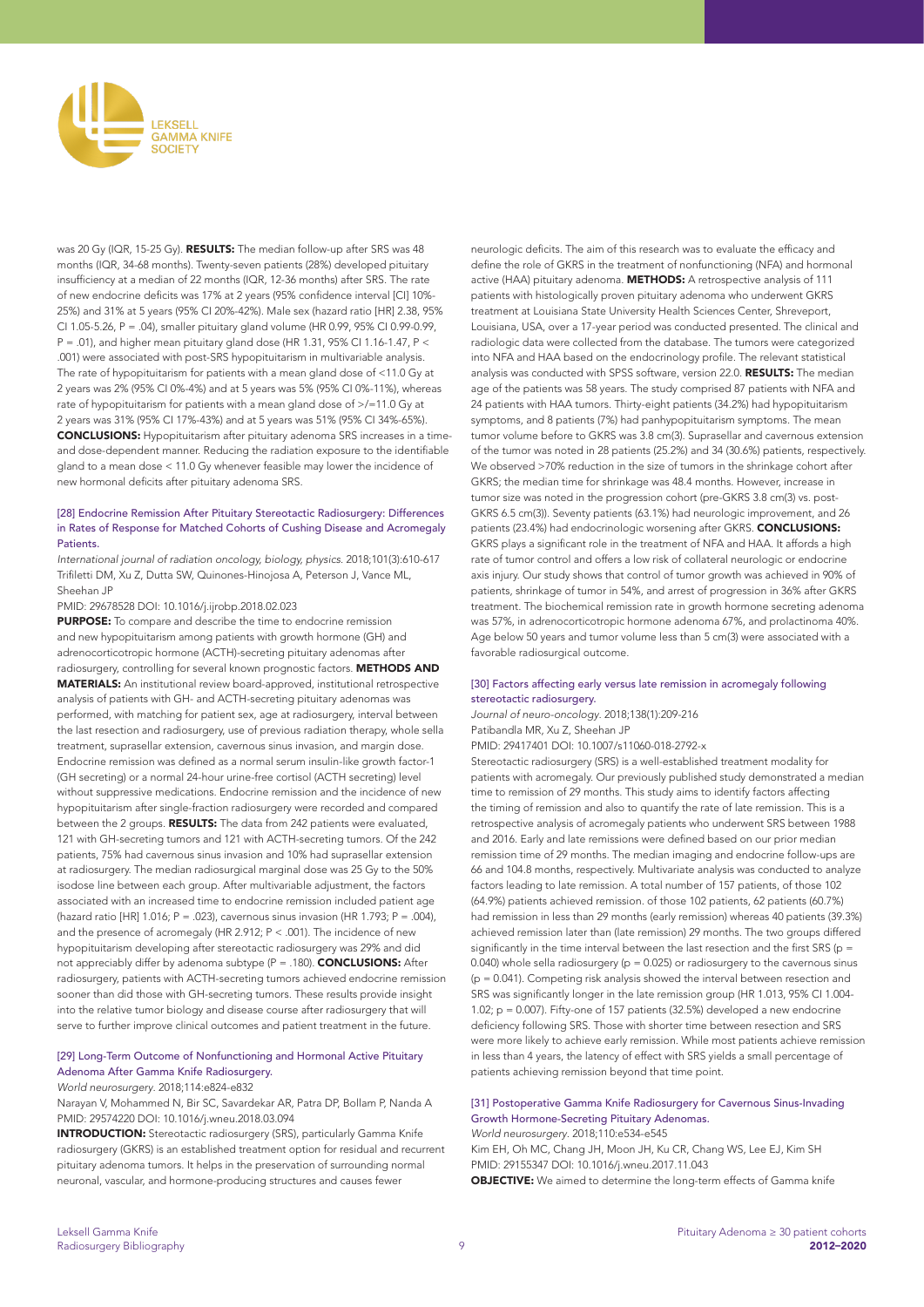was 20 Gy (IQR, 15-25 Gy). **RESULTS:** The median follow-up after SRS was 48 months (IQR, 34-68 months). Twenty-seven patients (28%) developed pituitary insufficiency at a median of 22 months (IQR, 12-36 months) after SRS. The rate of new endocrine deficits was 17% at 2 years (95% confidence interval [CI] 10%-25%) and 31% at 5 years (95% CI 20%-42%). Male sex (hazard ratio [HR] 2.38, 95% CI 1.05-5.26, P = .04), smaller pituitary gland volume (HR 0.99, 95% CI 0.99-0.99, P = .01), and higher mean pituitary gland dose (HR 1.31, 95% CI 1.16-1.47, P < .001) were associated with post-SRS hypopituitarism in multivariable analysis. The rate of hypopituitarism for patients with a mean gland dose of <11.0 Gy at 2 years was 2% (95% CI 0%-4%) and at 5 years was 5% (95% CI 0%-11%), whereas rate of hypopituitarism for patients with a mean gland dose of >/=11.0 Gy at 2 years was 31% (95% CI 17%-43%) and at 5 years was 51% (95% CI 34%-65%). **CONCLUSIONS:** Hypopituitarism after pituitary adenoma SRS increases in a time- and dose-dependent manner. Reducing the radiation exposure to the identifiable gland to a mean dose < 11.0 Gy whenever feasible may lower the incidence of new hormonal deficits after pituitary adenoma SRS.

### [28] Endocrine Remission After Pituitary Stereotactic Radiosurgery: Differences in Rates of Response for Matched Cohorts of Cushing Disease and Acromegaly Patients.

*International journal of radiation oncology, biology, physics.* 2018;101(3):610-617
Trifiletti DM, Xu Z, Dutta SW, Quinones-Hinojosa A, Peterson J, Vance ML, Sheehan JP
PMID: 29678528 DOI: 10.1016/j.ijrobp.2018.02.023

**PURPOSE:** To compare and describe the time to endocrine remission and new hypopituitarism among patients with growth hormone (GH) and adrenocorticotropic hormone (ACTH)-secreting pituitary adenomas after radiosurgery, controlling for several known prognostic factors. **METHODS AND MATERIALS:** An institutional review board-approved, institutional retrospective analysis of patients with GH- and ACTH-secreting pituitary adenomas was performed, with matching for patient sex, age at radiosurgery, interval between the last resection and radiosurgery, use of previous radiation therapy, whole sella treatment, suprasellar extension, cavernous sinus invasion, and margin dose. Endocrine remission was defined as a normal serum insulin-like growth factor-1 (GH secreting) or a normal 24-hour urine-free cortisol (ACTH secreting) level without suppressive medications. Endocrine remission and the incidence of new hypopituitarism after single-fraction radiosurgery were recorded and compared between the 2 groups. **RESULTS:** The data from 242 patients were evaluated, 121 with GH-secreting tumors and 121 with ACTH-secreting tumors. Of the 242 patients, 75% had cavernous sinus invasion and 10% had suprasellar extension at radiosurgery. The median radiosurgical marginal dose was 25 Gy to the 50% isodose line between each group. After multivariable adjustment, the factors associated with an increased time to endocrine remission included patient age (hazard ratio [HR] 1.016; P = .023), cavernous sinus invasion (HR 1.793; P = .004), and the presence of acromegaly (HR 2.912; P < .001). The incidence of new hypopituitarism developing after stereotactic radiosurgery was 29% and did not appreciably differ by adenoma subtype (P = .180). **CONCLUSIONS:** After radiosurgery, patients with ACTH-secreting tumors achieved endocrine remission sooner than did those with GH-secreting tumors. These results provide insight into the relative tumor biology and disease course after radiosurgery that will serve to further improve clinical outcomes and patient treatment in the future.

### [29] Long-Term Outcome of Nonfunctioning and Hormonal Active Pituitary Adenoma After Gamma Knife Radiosurgery.

*World neurosurgery.* 2018;114:e824-e832
Narayan V, Mohammed N, Bir SC, Savardekar AR, Patra DP, Bollam P, Nanda A
PMID: 29574220 DOI: 10.1016/j.wneu.2018.03.094

**INTRODUCTION:** Stereotactic radiosurgery (SRS), particularly Gamma Knife radiosurgery (GKRS) is an established treatment option for residual and recurrent pituitary adenoma tumors. It helps in the preservation of surrounding normal neuronal, vascular, and hormone-producing structures and causes fewer neurologic deficits. The aim of this research was to evaluate the efficacy and define the role of GKRS in the treatment of nonfunctioning (NFA) and hormonal active (HAA) pituitary adenoma. **METHODS:** A retrospective analysis of 111 patients with histologically proven pituitary adenoma who underwent GKRS treatment at Louisiana State University Health Sciences Center, Shreveport, Louisiana, USA, over a 17-year period was conducted presented. The clinical and radiologic data were collected from the database. The tumors were categorized into NFA and HAA based on the endocrinology profile. The relevant statistical analysis was conducted with SPSS software, version 22.0. **RESULTS:** The median age of the patients was 58 years. The study comprised 87 patients with NFA and 24 patients with HAA tumors. Thirty-eight patients (34.2%) had hypopituitarism symptoms, and 8 patients (7%) had panhypopituitarism symptoms. The mean tumor volume before to GKRS was 3.8 cm(3). Suprasellar and cavernous extension of the tumor was noted in 28 patients (25.2%) and 34 (30.6%) patients, respectively. We observed >70% reduction in the size of tumors in the shrinkage cohort after GKRS; the median time for shrinkage was 48.4 months. However, increase in tumor size was noted in the progression cohort (pre-GKRS 3.8 cm(3) vs. post-GKRS 6.5 cm(3)). Seventy patients (63.1%) had neurologic improvement, and 26 patients (23.4%) had endocrinologic worsening after GKRS. **CONCLUSIONS:** GKRS plays a significant role in the treatment of NFA and HAA. It affords a high rate of tumor control and offers a low risk of collateral neurologic or endocrine axis injury. Our study shows that control of tumor growth was achieved in 90% of patients, shrinkage of tumor in 54%, and arrest of progression in 36% after GKRS treatment. The biochemical remission rate in growth hormone secreting adenoma was 57%, in adrenocorticotropic hormone adenoma 67%, and prolactinoma 40%. Age below 50 years and tumor volume less than 5 cm(3) were associated with a favorable radiosurgical outcome.

### [30] Factors affecting early versus late remission in acromegaly following stereotactic radiosurgery.

*Journal of neuro-oncology.* 2018;138(1):209-216
Patibandla MR, Xu Z, Sheehan JP
PMID: 29417401 DOI: 10.1007/s11060-018-2792-x

Stereotactic radiosurgery (SRS) is a well-established treatment modality for patients with acromegaly. Our previously published study demonstrated a median time to remission of 29 months. This study aims to identify factors affecting the timing of remission and also to quantify the rate of late remission. This is a retrospective analysis of acromegaly patients who underwent SRS between 1988 and 2016. Early and late remissions were defined based on our prior median remission time of 29 months. The median imaging and endocrine follow-ups are 66 and 104.8 months, respectively. Multivariate analysis was conducted to analyze factors leading to late remission. A total number of 157 patients, of those 102 (64.9%) patients achieved remission. of those 102 patients, 62 patients (60.7%) had remission in less than 29 months (early remission) whereas 40 patients (39.3%) achieved remission later than (late remission) 29 months. The two groups differed significantly in the time interval between the last resection and the first SRS (p = 0.040) whole sella radiosurgery (p = 0.025) or radiosurgery to the cavernous sinus (p = 0.041). Competing risk analysis showed the interval between resection and SRS was significantly longer in the late remission group (HR 1.013, 95% CI 1.004-1.02; p = 0.007). Fifty-one of 157 patients (32.5%) developed a new endocrine deficiency following SRS. Those with shorter time between resection and SRS were more likely to achieve early remission. While most patients achieve remission in less than 4 years, the latency of effect with SRS yields a small percentage of patients achieving remission beyond that time point.

### [31] Postoperative Gamma Knife Radiosurgery for Cavernous Sinus-Invading Growth Hormone-Secreting Pituitary Adenomas.

*World neurosurgery.* 2018;110:e534-e545
Kim EH, Oh MC, Chang JH, Moon JH, Ku CR, Chang WS, Lee EJ, Kim SH
PMID: 29155347 DOI: 10.1016/j.wneu.2017.11.043

**OBJECTIVE:** We aimed to determine the long-term effects of Gamma knife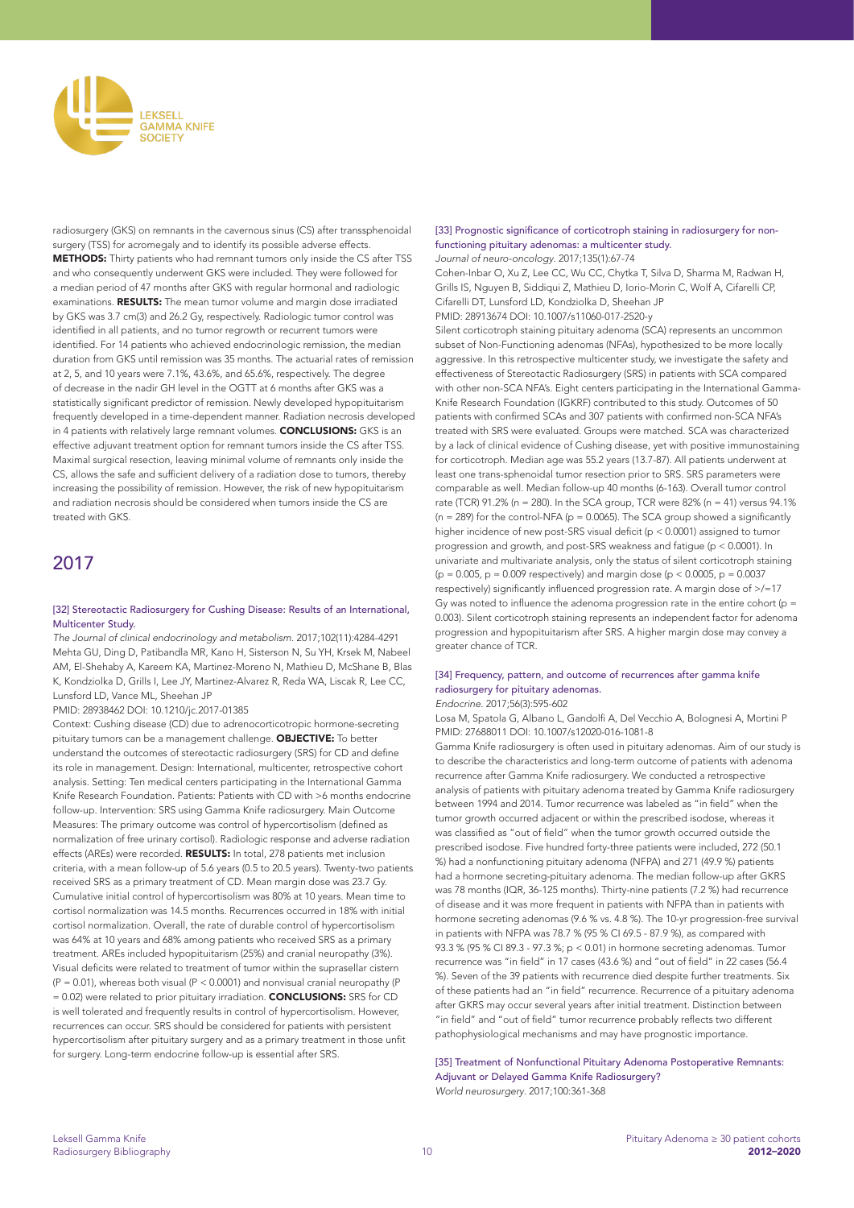radiosurgery (GKS) on remnants in the cavernous sinus (CS) after transsphenoidal surgery (TSS) for acromegaly and to identify its possible adverse effects. **METHODS:** Thirty patients who had remnant tumors only inside the CS after TSS and who consequently underwent GKS were included. They were followed for a median period of 47 months after GKS with regular hormonal and radiologic examinations. **RESULTS:** The mean tumor volume and margin dose irradiated by GKS was 3.7 cm(3) and 26.2 Gy, respectively. Radiologic tumor control was identified in all patients, and no tumor regrowth or recurrent tumors were identified. For 14 patients who achieved endocrinologic remission, the median duration from GKS until remission was 35 months. The actuarial rates of remission at 2, 5, and 10 years were 7.1%, 43.6%, and 65.6%, respectively. The degree of decrease in the nadir GH level in the OGTT at 6 months after GKS was a statistically significant predictor of remission. Newly developed hypopituitarism frequently developed in a time-dependent manner. Radiation necrosis developed in 4 patients with relatively large remnant volumes. **CONCLUSIONS:** GKS is an effective adjuvant treatment option for remnant tumors inside the CS after TSS. Maximal surgical resection, leaving minimal volume of remnants only inside the CS, allows the safe and sufficient delivery of a radiation dose to tumors, thereby increasing the possibility of remission. However, the risk of new hypopituitarism and radiation necrosis should be considered when tumors inside the CS are treated with GKS.

## 2017

### [32] Stereotactic Radiosurgery for Cushing Disease: Results of an International, Multicenter Study.

*The Journal of clinical endocrinology and metabolism*. 2017;102(11):4284-4291

Mehta GU, Ding D, Patibandla MR, Kano H, Sisterson N, Su YH, Krsek M, Nabeel AM, El-Shehaby A, Kareem KA, Martinez-Moreno N, Mathieu D, McShane B, Blas K, Kondziolka D, Grills I, Lee JY, Martinez-Alvarez R, Reda WA, Liscak R, Lee CC, Lunsford LD, Vance ML, Sheehan JP

PMID: 28938462 DOI: 10.1210/jc.2017-01385

Context: Cushing disease (CD) due to adrenocorticotropic hormone-secreting pituitary tumors can be a management challenge. **OBJECTIVE:** To better understand the outcomes of stereotactic radiosurgery (SRS) for CD and define its role in management. Design: International, multicenter, retrospective cohort analysis. Setting: Ten medical centers participating in the International Gamma Knife Research Foundation. Patients: Patients with CD with >6 months endocrine follow-up. Intervention: SRS using Gamma Knife radiosurgery. Main Outcome Measures: The primary outcome was control of hypercortisolism (defined as normalization of free urinary cortisol). Radiologic response and adverse radiation effects (AREs) were recorded. **RESULTS:** In total, 278 patients met inclusion criteria, with a mean follow-up of 5.6 years (0.5 to 20.5 years). Twenty-two patients received SRS as a primary treatment of CD. Mean margin dose was 23.7 Gy. Cumulative initial control of hypercortisolism was 80% at 10 years. Mean time to cortisol normalization was 14.5 months. Recurrences occurred in 18% with initial cortisol normalization. Overall, the rate of durable control of hypercortisolism was 64% at 10 years and 68% among patients who received SRS as a primary treatment. AREs included hypopituitarism (25%) and cranial neuropathy (3%). Visual deficits were related to treatment of tumor within the suprasellar cistern ($P = 0.01$), whereas both visual ($P < 0.0001$) and nonvisual cranial neuropathy ($P = 0.02$) were related to prior pituitary irradiation. **CONCLUSIONS:** SRS for CD is well tolerated and frequently results in control of hypercortisolism. However, recurrences can occur. SRS should be considered for patients with persistent hypercortisolism after pituitary surgery and as a primary treatment in those unfit for surgery. Long-term endocrine follow-up is essential after SRS.

### [33] Prognostic significance of corticotroph staining in radiosurgery for non-functioning pituitary adenomas: a multicenter study.

*Journal of neuro-oncology*. 2017;135(1):67-74

Cohen-Inbar O, Xu Z, Lee CC, Wu CC, Chytka T, Silva D, Sharma M, Radwan H, Grills IS, Nguyen B, Siddiqui Z, Mathieu D, Iorio-Morin C, Wolf A, Cifarelli CP, Cifarelli DT, Lunsford LD, Kondziolka D, Sheehan JP

PMID: 28913674 DOI: 10.1007/s11060-017-2520-y

Silent corticotroph staining pituitary adenoma (SCA) represents an uncommon subset of Non-Functioning adenomas (NFAs), hypothesized to be more locally aggressive. In this retrospective multicenter study, we investigate the safety and effectiveness of Stereotactic Radiosurgery (SRS) in patients with SCA compared with other non-SCA NFA's. Eight centers participating in the International Gamma-Knife Research Foundation (IGKRF) contributed to this study. Outcomes of 50 patients with confirmed SCAs and 307 patients with confirmed non-SCA NFA's treated with SRS were evaluated. Groups were matched. SCA was characterized by a lack of clinical evidence of Cushing disease, yet with positive immunostaining for corticotroph. Median age was 55.2 years (13.7-87). All patients underwent at least one trans-sphenoidal tumor resection prior to SRS. SRS parameters were comparable as well. Median follow-up 40 months (6-163). Overall tumor control rate (TCR) 91.2% (n = 280). In the SCA group, TCR were 82% (n = 41) versus 94.1% (n = 289) for the control-NFA ($p = 0.0065$). The SCA group showed a significantly higher incidence of new post-SRS visual deficit ($p < 0.0001$) assigned to tumor progression and growth, and post-SRS weakness and fatigue ($p < 0.0001$). In univariate and multivariate analysis, only the status of silent corticotroph staining ($p = 0.005$, $p = 0.009$ respectively) and margin dose ($p < 0.0005$, $p = 0.0037$ respectively) significantly influenced progression rate. A margin dose of >/=17 Gy was noted to influence the adenoma progression rate in the entire cohort ($p = 0.003$). Silent corticotroph staining represents an independent factor for adenoma progression and hypopituitarism after SRS. A higher margin dose may convey a greater chance of TCR.

### [34] Frequency, pattern, and outcome of recurrences after gamma knife radiosurgery for pituitary adenomas.

*Endocrine*. 2017;56(3):595-602

Losa M, Spatola G, Albano L, Gandolfi A, Del Vecchio A, Bolognesi A, Mortini P

PMID: 27688011 DOI: 10.1007/s12020-016-1081-8

Gamma Knife radiosurgery is often used in pituitary adenomas. Aim of our study is to describe the characteristics and long-term outcome of patients with adenoma recurrence after Gamma Knife radiosurgery. We conducted a retrospective analysis of patients with pituitary adenoma treated by Gamma Knife radiosurgery between 1994 and 2014. Tumor recurrence was labeled as "in field" when the tumor growth occurred adjacent or within the prescribed isodose, whereas it was classified as "out of field" when the tumor growth occurred outside the prescribed isodose. Five hundred forty-three patients were included, 272 (50.1 %) had a nonfunctioning pituitary adenoma (NFPA) and 271 (49.9 %) patients had a hormone secreting-pituitary adenoma. The median follow-up after GKRS was 78 months (IQR, 36-125 months). Thirty-nine patients (7.2 %) had recurrence of disease and it was more frequent in patients with NFPA than in patients with hormone secreting adenomas (9.6 % vs. 4.8 %). The 10-yr progression-free survival in patients with NFPA was 78.7 % (95 % CI 69.5 - 87.9 %), as compared with 93.3 % (95 % CI 89.3 - 97.3 %; $p < 0.01$) in hormone secreting adenomas. Tumor recurrence was "in field" in 17 cases (43.6 %) and "out of field" in 22 cases (56.4 %). Seven of the 39 patients with recurrence died despite further treatments. Six of these patients had an "in field" recurrence. Recurrence of a pituitary adenoma after GKRS may occur several years after initial treatment. Distinction between "in field" and "out of field" tumor recurrence probably reflects two different pathophysiological mechanisms and may have prognostic importance.

### [35] Treatment of Nonfunctional Pituitary Adenoma Postoperative Remnants: Adjuvant or Delayed Gamma Knife Radiosurgery?

*World neurosurgery*. 2017;100:361-368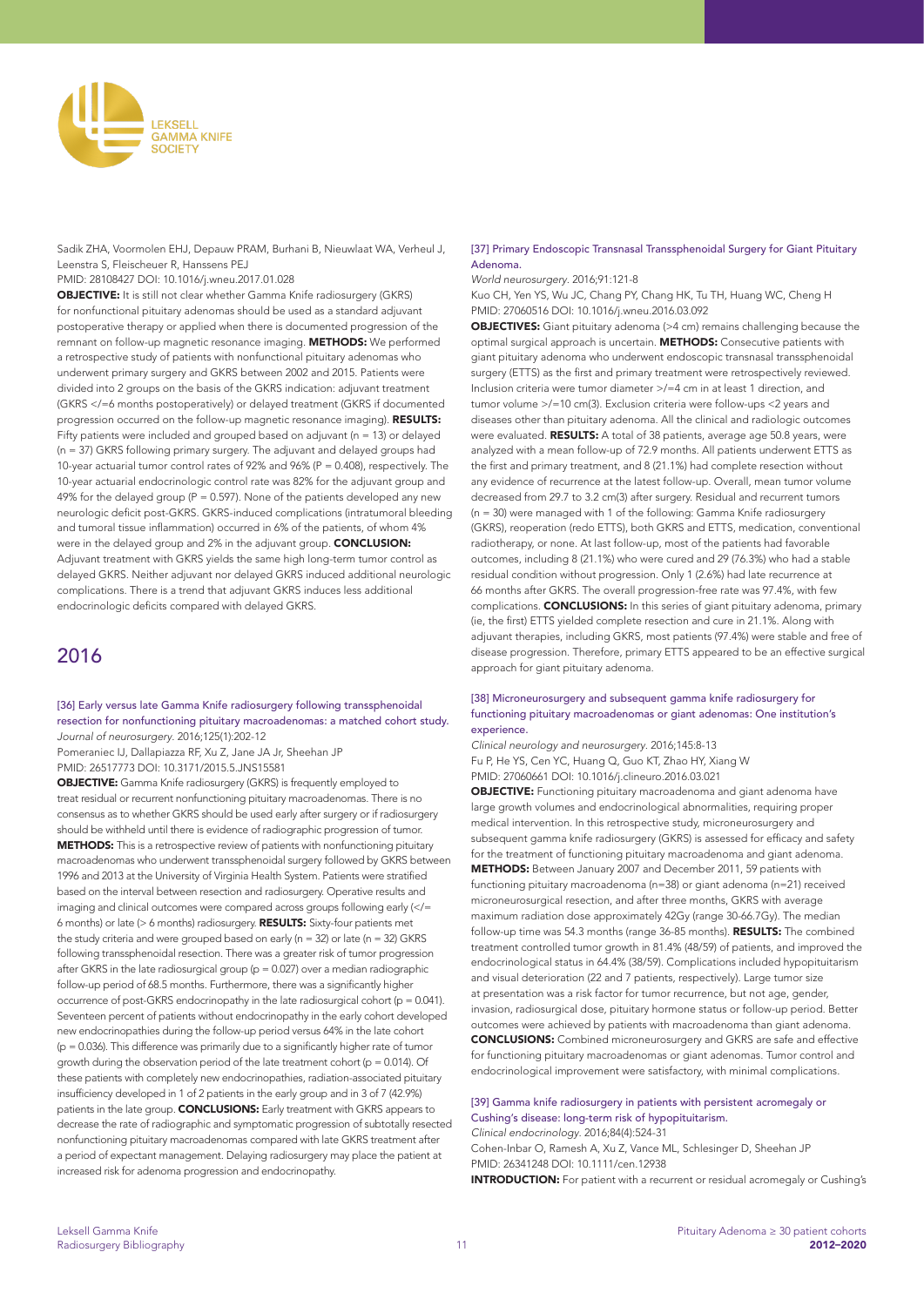Sadik ZHA, Voormolen EHJ, Depauw PRAM, Burhani B, Nieuwlaat WA, Verheul J, Leenstra S, Fleischeuer R, Hanssens PEJ

PMID: 28108427 DOI: 10.1016/j.wneu.2017.01.028

**OBJECTIVE:** It is still not clear whether Gamma Knife radiosurgery (GKRS) for nonfunctional pituitary adenomas should be used as a standard adjuvant postoperative therapy or applied when there is documented progression of the remnant on follow-up magnetic resonance imaging. **METHODS:** We performed a retrospective study of patients with nonfunctional pituitary adenomas who underwent primary surgery and GKRS between 2002 and 2015. Patients were divided into 2 groups on the basis of the GKRS indication: adjuvant treatment (GKRS </=6 months postoperatively) or delayed treatment (GKRS if documented progression occurred on the follow-up magnetic resonance imaging). **RESULTS:** Fifty patients were included and grouped based on adjuvant (n = 13) or delayed (n = 37) GKRS following primary surgery. The adjuvant and delayed groups had 10-year actuarial tumor control rates of 92% and 96% (P = 0.408), respectively. The 10-year actuarial endocrinologic control rate was 82% for the adjuvant group and 49% for the delayed group (P = 0.597). None of the patients developed any new neurologic deficit post-GKRS. GKRS-induced complications (intratumoral bleeding and tumoral tissue inflammation) occurred in 6% of the patients, of whom 4% were in the delayed group and 2% in the adjuvant group. **CONCLUSION:** Adjuvant treatment with GKRS yields the same high long-term tumor control as delayed GKRS. Neither adjuvant nor delayed GKRS induced additional neurologic complications. There is a trend that adjuvant GKRS induces less additional endocrinologic deficits compared with delayed GKRS.

## 2016

### [36] Early versus late Gamma Knife radiosurgery following transsphenoidal resection for nonfunctioning pituitary macroadenomas: a matched cohort study.

*Journal of neurosurgery*. 2016;125(1):202-12

Pomeraniec IJ, Dallapiazza RF, Xu Z, Jane JA Jr, Sheehan JP

PMID: 26517773 DOI: 10.3171/2015.5.JNS15581

**OBJECTIVE:** Gamma Knife radiosurgery (GKRS) is frequently employed to treat residual or recurrent nonfunctioning pituitary macroadenomas. There is no consensus as to whether GKRS should be used early after surgery or if radiosurgery should be withheld until there is evidence of radiographic progression of tumor. **METHODS:** This is a retrospective review of patients with nonfunctioning pituitary macroadenomas who underwent transsphenoidal surgery followed by GKRS between 1996 and 2013 at the University of Virginia Health System. Patients were stratified based on the interval between resection and radiosurgery. Operative results and imaging and clinical outcomes were compared across groups following early (</= 6 months) or late (> 6 months) radiosurgery. **RESULTS:** Sixty-four patients met the study criteria and were grouped based on early (n = 32) or late (n = 32) GKRS following transsphenoidal resection. There was a greater risk of tumor progression after GKRS in the late radiosurgical group (p = 0.027) over a median radiographic follow-up period of 68.5 months. Furthermore, there was a significantly higher occurrence of post-GKRS endocrinopathy in the late radiosurgical cohort (p = 0.041). Seventeen percent of patients without endocrinopathy in the early cohort developed new endocrinopathies during the follow-up period versus 64% in the late cohort (p = 0.036). This difference was primarily due to a significantly higher rate of tumor growth during the observation period of the late treatment cohort (p = 0.014). Of these patients with completely new endocrinopathies, radiation-associated pituitary insufficiency developed in 1 of 2 patients in the early group and in 3 of 7 (42.9%) patients in the late group. **CONCLUSIONS:** Early treatment with GKRS appears to decrease the rate of radiographic and symptomatic progression of subtotally resected nonfunctioning pituitary macroadenomas compared with late GKRS treatment after a period of expectant management. Delaying radiosurgery may place the patient at increased risk for adenoma progression and endocrinopathy.

### [37] Primary Endoscopic Transnasal Transsphenoidal Surgery for Giant Pituitary Adenoma.

*World neurosurgery*. 2016;91:121-8

Kuo CH, Yen YS, Wu JC, Chang PY, Chang HK, Tu TH, Huang WC, Cheng H

PMID: 27060516 DOI: 10.1016/j.wneu.2016.03.092

**OBJECTIVES:** Giant pituitary adenoma (>4 cm) remains challenging because the optimal surgical approach is uncertain. **METHODS:** Consecutive patients with giant pituitary adenoma who underwent endoscopic transnasal transsphenoidal surgery (ETTS) as the first and primary treatment were retrospectively reviewed. Inclusion criteria were tumor diameter >/=4 cm in at least 1 direction, and tumor volume >/=10 cm(3). Exclusion criteria were follow-ups <2 years and diseases other than pituitary adenoma. All the clinical and radiologic outcomes were evaluated. **RESULTS:** A total of 38 patients, average age 50.8 years, were analyzed with a mean follow-up of 72.9 months. All patients underwent ETTS as the first and primary treatment, and 8 (21.1%) had complete resection without any evidence of recurrence at the latest follow-up. Overall, mean tumor volume decreased from 29.7 to 3.2 cm(3) after surgery. Residual and recurrent tumors (n = 30) were managed with 1 of the following: Gamma Knife radiosurgery (GKRS), reoperation (redo ETTS), both GKRS and ETTS, medication, conventional radiotherapy, or none. At last follow-up, most of the patients had favorable outcomes, including 8 (21.1%) who were cured and 29 (76.3%) who had a stable residual condition without progression. Only 1 (2.6%) had late recurrence at 66 months after GKRS. The overall progression-free rate was 97.4%, with few complications. **CONCLUSIONS:** In this series of giant pituitary adenoma, primary (ie, the first) ETTS yielded complete resection and cure in 21.1%. Along with adjuvant therapies, including GKRS, most patients (97.4%) were stable and free of disease progression. Therefore, primary ETTS appeared to be an effective surgical approach for giant pituitary adenoma.

### [38] Microneurosurgery and subsequent gamma knife radiosurgery for functioning pituitary macroadenomas or giant adenomas: One institution's experience.

*Clinical neurology and neurosurgery*. 2016;145:8-13

Fu P, He YS, Cen YC, Huang Q, Guo KT, Zhao HY, Xiang W

PMID: 27060661 DOI: 10.1016/j.clineuro.2016.03.021

**OBJECTIVE:** Functioning pituitary macroadenoma and giant adenoma have large growth volumes and endocrinological abnormalities, requiring proper medical intervention. In this retrospective study, microneurosurgery and subsequent gamma knife radiosurgery (GKRS) is assessed for efficacy and safety for the treatment of functioning pituitary macroadenoma and giant adenoma. **METHODS:** Between January 2007 and December 2011, 59 patients with functioning pituitary macroadenoma (n=38) or giant adenoma (n=21) received microneurosurgical resection, and after three months, GKRS with average maximum radiation dose approximately 42Gy (range 30-66.7Gy). The median follow-up time was 54.3 months (range 36-85 months). **RESULTS:** The combined treatment controlled tumor growth in 81.4% (48/59) of patients, and improved the endocrinological status in 64.4% (38/59). Complications included hypopituitarism and visual deterioration (22 and 7 patients, respectively). Large tumor size at presentation was a risk factor for tumor recurrence, but not age, gender, invasion, radiosurgical dose, pituitary hormone status or follow-up period. Better outcomes were achieved by patients with macroadenoma than giant adenoma. **CONCLUSIONS:** Combined microneurosurgery and GKRS are safe and effective for functioning pituitary macroadenomas or giant adenomas. Tumor control and endocrinological improvement were satisfactory, with minimal complications.

### [39] Gamma knife radiosurgery in patients with persistent acromegaly or Cushing's disease: long-term risk of hypopituitarism.

*Clinical endocrinology*. 2016;84(4):524-31

Cohen-Inbar O, Ramesh A, Xu Z, Vance ML, Schlesinger D, Sheehan JP

PMID: 26341248 DOI: 10.1111/cen.12938

**INTRODUCTION:** For patient with a recurrent or residual acromegaly or Cushing's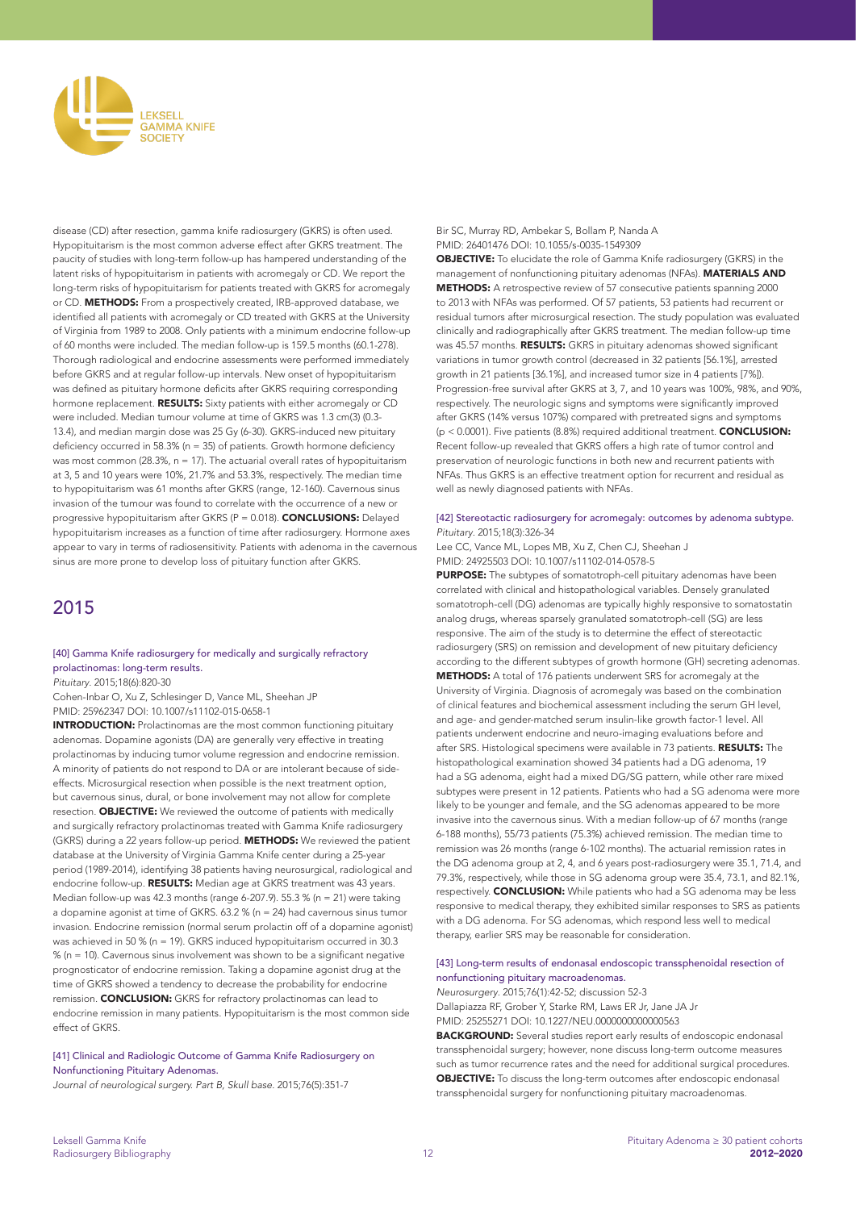disease (CD) after resection, gamma knife radiosurgery (GKRS) is often used. Hypopituitarism is the most common adverse effect after GKRS treatment. The paucity of studies with long-term follow-up has hampered understanding of the latent risks of hypopituitarism in patients with acromegaly or CD. We report the long-term risks of hypopituitarism for patients treated with GKRS for acromegaly or CD. **METHODS:** From a prospectively created, IRB-approved database, we identified all patients with acromegaly or CD treated with GKRS at the University of Virginia from 1989 to 2008. Only patients with a minimum endocrine follow-up of 60 months were included. The median follow-up is 159.5 months (60.1-278). Thorough radiological and endocrine assessments were performed immediately before GKRS and at regular follow-up intervals. New onset of hypopituitarism was defined as pituitary hormone deficits after GKRS requiring corresponding hormone replacement. **RESULTS:** Sixty patients with either acromegaly or CD were included. Median tumour volume at time of GKRS was 1.3 cm(3) (0.3-13.4), and median margin dose was 25 Gy (6-30). GKRS-induced new pituitary deficiency occurred in 58.3% (n = 35) of patients. Growth hormone deficiency was most common (28.3%, n = 17). The actuarial overall rates of hypopituitarism at 3, 5 and 10 years were 10%, 21.7% and 53.3%, respectively. The median time to hypopituitarism was 61 months after GKRS (range, 12-160). Cavernous sinus invasion of the tumour was found to correlate with the occurrence of a new or progressive hypopituitarism after GKRS (P = 0.018). **CONCLUSIONS:** Delayed hypopituitarism increases as a function of time after radiosurgery. Hormone axes appear to vary in terms of radiosensitivity. Patients with adenoma in the cavernous sinus are more prone to develop loss of pituitary function after GKRS.

## 2015

### [40] Gamma Knife radiosurgery for medically and surgically refractory prolactinomas: long-term results.

*Pituitary*. 2015;18(6):820-30
Cohen-Inbar O, Xu Z, Schlesinger D, Vance ML, Sheehan JP
PMID: 25962347 DOI: 10.1007/s11102-015-0658-1

**INTRODUCTION:** Prolactinomas are the most common functioning pituitary adenomas. Dopamine agonists (DA) are generally very effective in treating prolactinomas by inducing tumor volume regression and endocrine remission. A minority of patients do not respond to DA or are intolerant because of side-effects. Microsurgical resection when possible is the next treatment option, but cavernous sinus, dural, or bone involvement may not allow for complete resection. **OBJECTIVE:** We reviewed the outcome of patients with medically and surgically refractory prolactinomas treated with Gamma Knife radiosurgery (GKRS) during a 22 years follow-up period. **METHODS:** We reviewed the patient database at the University of Virginia Gamma Knife center during a 25-year period (1989-2014), identifying 38 patients having neurosurgical, radiological and endocrine follow-up. **RESULTS:** Median age at GKRS treatment was 43 years. Median follow-up was 42.3 months (range 6-207.9). 55.3 % (n = 21) were taking a dopamine agonist at time of GKRS. 63.2 % (n = 24) had cavernous sinus tumor invasion. Endocrine remission (normal serum prolactin off of a dopamine agonist) was achieved in 50 % (n = 19). GKRS induced hypopituitarism occurred in 30.3 % (n = 10). Cavernous sinus involvement was shown to be a significant negative prognosticator of endocrine remission. Taking a dopamine agonist drug at the time of GKRS showed a tendency to decrease the probability for endocrine remission. **CONCLUSION:** GKRS for refractory prolactinomas can lead to endocrine remission in many patients. Hypopituitarism is the most common side effect of GKRS.

### [41] Clinical and Radiologic Outcome of Gamma Knife Radiosurgery on Nonfunctioning Pituitary Adenomas.

*Journal of neurological surgery. Part B, Skull base*. 2015;76(5):351-7
Bir SC, Murray RD, Ambekar S, Bollam P, Nanda A
PMID: 26401476 DOI: 10.1055/s-0035-1549309

**OBJECTIVE:** To elucidate the role of Gamma Knife radiosurgery (GKRS) in the management of nonfunctioning pituitary adenomas (NFAs). **MATERIALS AND METHODS:** A retrospective review of 57 consecutive patients spanning 2000 to 2013 with NFAs was performed. Of 57 patients, 53 patients had recurrent or residual tumors after microsurgical resection. The study population was evaluated clinically and radiographically after GKRS treatment. The median follow-up time was 45.57 months. **RESULTS:** GKRS in pituitary adenomas showed significant variations in tumor growth control (decreased in 32 patients [56.1%], arrested growth in 21 patients [36.1%], and increased tumor size in 4 patients [7%]). Progression-free survival after GKRS at 3, 7, and 10 years was 100%, 98%, and 90%, respectively. The neurologic signs and symptoms were significantly improved after GKRS (14% versus 107%) compared with pretreated signs and symptoms ($p < 0.0001$). Five patients (8.8%) required additional treatment. **CONCLUSION:** Recent follow-up revealed that GKRS offers a high rate of tumor control and preservation of neurologic functions in both new and recurrent patients with NFAs. Thus GKRS is an effective treatment option for recurrent and residual as well as newly diagnosed patients with NFAs.

### [42] Stereotactic radiosurgery for acromegaly: outcomes by adenoma subtype.

*Pituitary*. 2015;18(3):326-34
Lee CC, Vance ML, Lopes MB, Xu Z, Chen CJ, Sheehan J
PMID: 24925503 DOI: 10.1007/s11102-014-0578-5

**PURPOSE:** The subtypes of somatotroph-cell pituitary adenomas have been correlated with clinical and histopathological variables. Densely granulated somatotroph-cell (DG) adenomas are typically highly responsive to somatostatin analog drugs, whereas sparsely granulated somatotroph-cell (SG) are less responsive. The aim of the study is to determine the effect of stereotactic radiosurgery (SRS) on remission and development of new pituitary deficiency according to the different subtypes of growth hormone (GH) secreting adenomas. **METHODS:** A total of 176 patients underwent SRS for acromegaly at the University of Virginia. Diagnosis of acromegaly was based on the combination of clinical features and biochemical assessment including the serum GH level, and age- and gender-matched serum insulin-like growth factor-1 level. All patients underwent endocrine and neuro-imaging evaluations before and after SRS. Histological specimens were available in 73 patients. **RESULTS:** The histopathological examination showed 34 patients had a DG adenoma, 19 had a SG adenoma, eight had a mixed DG/SG pattern, while other rare mixed subtypes were present in 12 patients. Patients who had a SG adenoma were more likely to be younger and female, and the SG adenomas appeared to be more invasive into the cavernous sinus. With a median follow-up of 67 months (range 6-188 months), 55/73 patients (75.3%) achieved remission. The median time to remission was 26 months (range 6-102 months). The actuarial remission rates in the DG adenoma group at 2, 4, and 6 years post-radiosurgery were 35.1, 71.4, and 79.3%, respectively, while those in SG adenoma group were 35.4, 73.1, and 82.1%, respectively. **CONCLUSION:** While patients who had a SG adenoma may be less responsive to medical therapy, they exhibited similar responses to SRS as patients with a DG adenoma. For SG adenomas, which respond less well to medical therapy, earlier SRS may be reasonable for consideration.

### [43] Long-term results of endonasal endoscopic transsphenoidal resection of nonfunctioning pituitary macroadenomas.

*Neurosurgery*. 2015;76(1):42-52; discussion 52-3
Dallapiazza RF, Grober Y, Starke RM, Laws ER Jr, Jane JA Jr
PMID: 25255271 DOI: 10.1227/NEU.0000000000000563

**BACKGROUND:** Several studies report early results of endoscopic endonasal transsphenoidal surgery; however, none discuss long-term outcome measures such as tumor recurrence rates and the need for additional surgical procedures. **OBJECTIVE:** To discuss the long-term outcomes after endoscopic endonasal transsphenoidal surgery for nonfunctioning pituitary macroadenomas.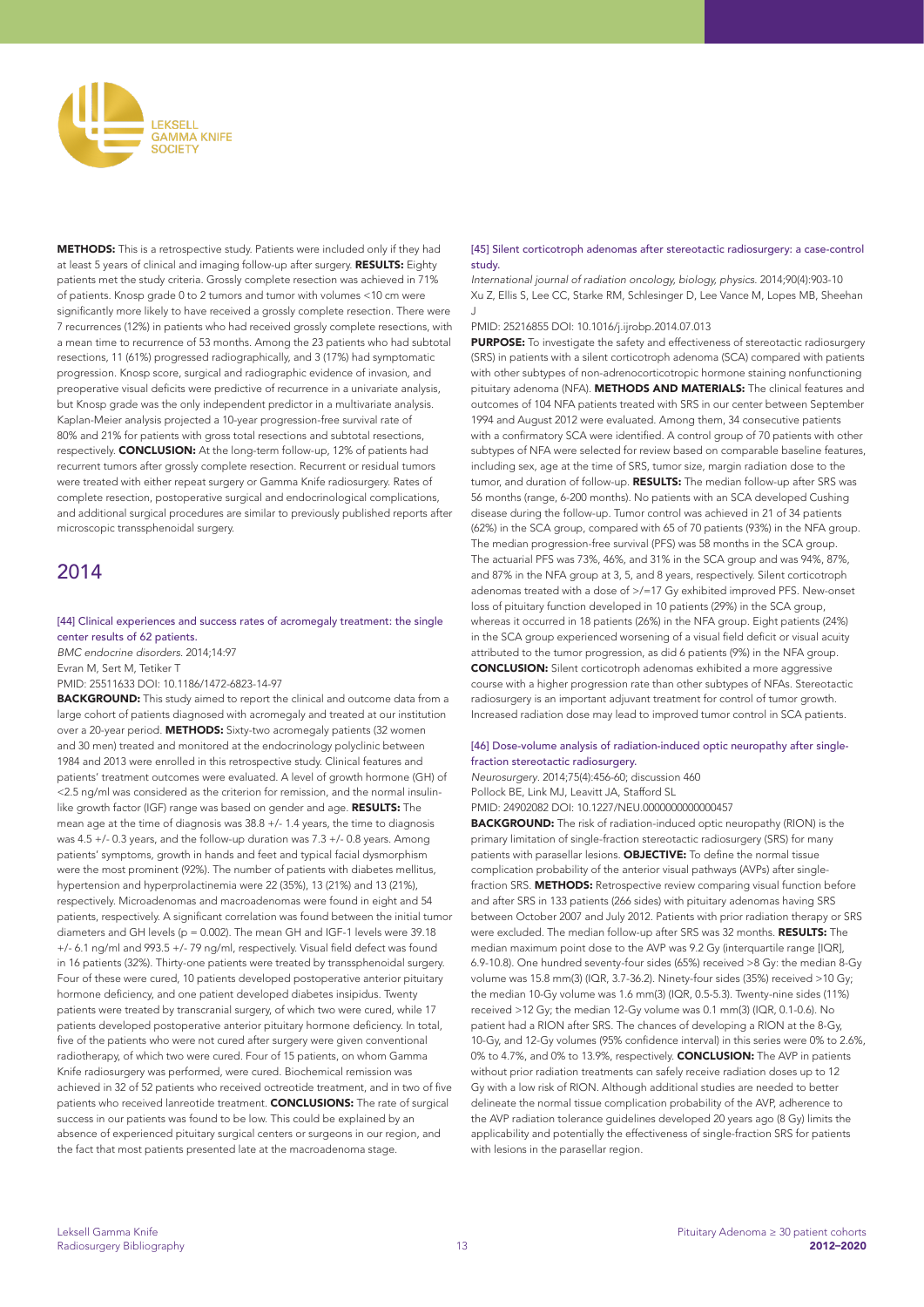**METHODS:** This is a retrospective study. Patients were included only if they had at least 5 years of clinical and imaging follow-up after surgery. **RESULTS:** Eighty patients met the study criteria. Grossly complete resection was achieved in 71% of patients. Knosp grade 0 to 2 tumors and tumor with volumes <10 cm were significantly more likely to have received a grossly complete resection. There were 7 recurrences (12%) in patients who had received grossly complete resections, with a mean time to recurrence of 53 months. Among the 23 patients who had subtotal resections, 11 (61%) progressed radiographically, and 3 (17%) had symptomatic progression. Knosp score, surgical and radiographic evidence of invasion, and preoperative visual deficits were predictive of recurrence in a univariate analysis, but Knosp grade was the only independent predictor in a multivariate analysis. Kaplan-Meier analysis projected a 10-year progression-free survival rate of 80% and 21% for patients with gross total resections and subtotal resections, respectively. **CONCLUSION:** At the long-term follow-up, 12% of patients had recurrent tumors after grossly complete resection. Recurrent or residual tumors were treated with either repeat surgery or Gamma Knife radiosurgery. Rates of complete resection, postoperative surgical and endocrinological complications, and additional surgical procedures are similar to previously published reports after microscopic transsphenoidal surgery.

## 2014

### [44] Clinical experiences and success rates of acromegaly treatment: the single center results of 62 patients.

*BMC endocrine disorders.* 2014;14:97
Evran M, Sert M, Tetiker T
PMID: 25511633 DOI: 10.1186/1472-6823-14-97

**BACKGROUND:** This study aimed to report the clinical and outcome data from a large cohort of patients diagnosed with acromegaly and treated at our institution over a 20-year period. **METHODS:** Sixty-two acromegaly patients (32 women and 30 men) treated and monitored at the endocrinology polyclinic between 1984 and 2013 were enrolled in this retrospective study. Clinical features and patients' treatment outcomes were evaluated. A level of growth hormone (GH) of <2.5 ng/ml was considered as the criterion for remission, and the normal insulin-like growth factor (IGF) range was based on gender and age. **RESULTS:** The mean age at the time of diagnosis was 38.8 +/- 1.4 years, the time to diagnosis was 4.5 +/- 0.3 years, and the follow-up duration was 7.3 +/- 0.8 years. Among patients' symptoms, growth in hands and feet and typical facial dysmorphism were the most prominent (92%). The number of patients with diabetes mellitus, hypertension and hyperprolactinemia were 22 (35%), 13 (21%) and 13 (21%), respectively. Microadenomas and macroadenomas were found in eight and 54 patients, respectively. A significant correlation was found between the initial tumor diameters and GH levels ($p = 0.002$). The mean GH and IGF-1 levels were 39.18 +/- 6.1 ng/ml and 993.5 +/- 79 ng/ml, respectively. Visual field defect was found in 16 patients (32%). Thirty-one patients were treated by transsphenoidal surgery. Four of these were cured, 10 patients developed postoperative anterior pituitary hormone deficiency, and one patient developed diabetes insipidus. Twenty patients were treated by transcranial surgery, of which two were cured, while 17 patients developed postoperative anterior pituitary hormone deficiency. In total, five of the patients who were not cured after surgery were given conventional radiotherapy, of which two were cured. Four of 15 patients, on whom Gamma Knife radiosurgery was performed, were cured. Biochemical remission was achieved in 32 of 52 patients who received octreotide treatment, and in two of five patients who received lanreotide treatment. **CONCLUSIONS:** The rate of surgical success in our patients was found to be low. This could be explained by an absence of experienced pituitary surgical centers or surgeons in our region, and the fact that most patients presented late at the macroadenoma stage.

### [45] Silent corticotroph adenomas after stereotactic radiosurgery: a case-control study.

*International journal of radiation oncology, biology, physics.* 2014;90(4):903-10
Xu Z, Ellis S, Lee CC, Starke RM, Schlesinger D, Lee Vance M, Lopes MB, Sheehan J
PMID: 25216855 DOI: 10.1016/j.ijrobp.2014.07.013

**PURPOSE:** To investigate the safety and effectiveness of stereotactic radiosurgery (SRS) in patients with a silent corticotroph adenoma (SCA) compared with patients with other subtypes of non-adrenocorticotropic hormone staining nonfunctioning pituitary adenoma (NFA). **METHODS AND MATERIALS:** The clinical features and outcomes of 104 NFA patients treated with SRS in our center between September 1994 and August 2012 were evaluated. Among them, 34 consecutive patients with a confirmatory SCA were identified. A control group of 70 patients with other subtypes of NFA were selected for review based on comparable baseline features, including sex, age at the time of SRS, tumor size, margin radiation dose to the tumor, and duration of follow-up. **RESULTS:** The median follow-up after SRS was 56 months (range, 6-200 months). No patients with an SCA developed Cushing disease during the follow-up. Tumor control was achieved in 21 of 34 patients (62%) in the SCA group, compared with 65 of 70 patients (93%) in the NFA group. The median progression-free survival (PFS) was 58 months in the SCA group. The actuarial PFS was 73%, 46%, and 31% in the SCA group and was 94%, 87%, and 87% in the NFA group at 3, 5, and 8 years, respectively. Silent corticotroph adenomas treated with a dose of >/=17 Gy exhibited improved PFS. New-onset loss of pituitary function developed in 10 patients (29%) in the SCA group, whereas it occurred in 18 patients (26%) in the NFA group. Eight patients (24%) in the SCA group experienced worsening of a visual field deficit or visual acuity attributed to the tumor progression, as did 6 patients (9%) in the NFA group. **CONCLUSION:** Silent corticotroph adenomas exhibited a more aggressive course with a higher progression rate than other subtypes of NFAs. Stereotactic radiosurgery is an important adjuvant treatment for control of tumor growth. Increased radiation dose may lead to improved tumor control in SCA patients.

### [46] Dose-volume analysis of radiation-induced optic neuropathy after single-fraction stereotactic radiosurgery.

*Neurosurgery.* 2014;75(4):456-60; discussion 460
Pollock BE, Link MJ, Leavitt JA, Stafford SL
PMID: 24902082 DOI: 10.1227/NEU.0000000000000457

**BACKGROUND:** The risk of radiation-induced optic neuropathy (RION) is the primary limitation of single-fraction stereotactic radiosurgery (SRS) for many patients with parasellar lesions. **OBJECTIVE:** To define the normal tissue complication probability of the anterior visual pathways (AVPs) after single-fraction SRS. **METHODS:** Retrospective review comparing visual function before and after SRS in 133 patients (266 sides) with pituitary adenomas having SRS between October 2007 and July 2012. Patients with prior radiation therapy or SRS were excluded. The median follow-up after SRS was 32 months. **RESULTS:** The median maximum point dose to the AVP was 9.2 Gy (interquartile range [IQR], 6.9-10.8). One hundred seventy-four sides (65%) received >8 Gy: the median 8-Gy volume was 15.8 mm(3) (IQR, 3.7-36.2). Ninety-four sides (35%) received >10 Gy; the median 10-Gy volume was 1.6 mm(3) (IQR, 0.5-5.3). Twenty-nine sides (11%) received >12 Gy; the median 12-Gy volume was 0.1 mm(3) (IQR, 0.1-0.6). No patient had a RION after SRS. The chances of developing a RION at the 8-Gy, 10-Gy, and 12-Gy volumes (95% confidence interval) in this series were 0% to 2.6%, 0% to 4.7%, and 0% to 13.9%, respectively. **CONCLUSION:** The AVP in patients without prior radiation treatments can safely receive radiation doses up to 12 Gy with a low risk of RION. Although additional studies are needed to better delineate the normal tissue complication probability of the AVP, adherence to the AVP radiation tolerance guidelines developed 20 years ago (8 Gy) limits the applicability and potentially the effectiveness of single-fraction SRS for patients with lesions in the parasellar region.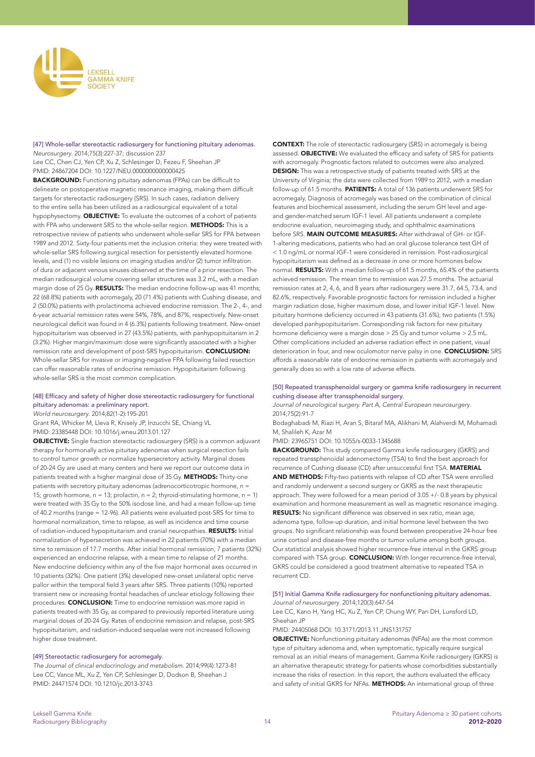[47] Whole-sellar stereotactic radiosurgery for functioning pituitary adenomas.
*Neurosurgery*. 2014;75(3):227-37; discussion 237
Lee CC, Chen CJ, Yen CP, Xu Z, Schlesinger D, Fezeu F, Sheehan JP
PMID: 24867204 DOI: 10.1227/NEU.0000000000000425

**BACKGROUND:** Functioning pituitary adenomas (FPAs) can be difficult to delineate on postoperative magnetic resonance imaging, making them difficult targets for stereotactic radiosurgery (SRS). In such cases, radiation delivery to the entire sella has been utilized as a radiosurgical equivalent of a total hypophysectomy. **OBJECTIVE:** To evaluate the outcomes of a cohort of patients with FPA who underwent SRS to the whole-sellar region. **METHODS:** This is a retrospective review of patients who underwent whole-sellar SRS for FPA between 1989 and 2012. Sixty-four patients met the inclusion criteria: they were treated with whole-sellar SRS following surgical resection for persistently elevated hormone levels, and (1) no visible lesions on imaging studies and/or (2) tumor infiltration of dura or adjacent venous sinuses observed at the time of a prior resection. The median radiosurgical volume covering sellar structures was 3.2 mL, with a median margin dose of 25 Gy. **RESULTS:** The median endocrine follow-up was 41 months; 22 (68.8%) patients with acromegaly, 20 (71.4%) patients with Cushing disease, and 2 (50.0%) patients with prolactinoma achieved endocrine remission. The 2-, 4-, and 6-year actuarial remission rates were 54%, 78%, and 87%, respectively. New-onset neurological deficit was found in 4 (6.3%) patients following treatment. New-onset hypopituitarism was observed in 27 (43.5%) patients, with panhypopituitarism in 2 (3.2%). Higher margin/maximum dose were significantly associated with a higher remission rate and development of post-SRS hypopituitarism. **CONCLUSION:** Whole-sellar SRS for invasive or imaging-negative FPA following failed resection can offer reasonable rates of endocrine remission. Hypopituitarism following whole-sellar SRS is the most common complication.

[48] Efficacy and safety of higher dose stereotactic radiosurgery for functional pituitary adenomas: a preliminary report.
*World neurosurgery*. 2014;82(1-2):195-201
Grant RA, Whicker M, Lleva R, Knisely JP, Inzucchi SE, Chiang VL
PMID: 23385448 DOI: 10.1016/j.wneu.2013.01.127

**OBJECTIVE:** Single fraction stereotactic radiosurgery (SRS) is a common adjuvant therapy for hormonally active pituitary adenomas when surgical resection fails to control tumor growth or normalize hypersecretory activity. Marginal doses of 20-24 Gy are used at many centers and here we report our outcome data in patients treated with a higher marginal dose of 35 Gy. **METHODS:** Thirty-one patients with secretory pituitary adenomas (adrenocorticotropic hormone, n = 15; growth hormone, n = 13; prolactin, n = 2; thyroid-stimulating hormone, n = 1) were treated with 35 Gy to the 50% isodose line, and had a mean follow-up time of 40.2 months (range = 12-96). All patients were evaluated post-SRS for time to hormonal normalization, time to relapse, as well as incidence and time course of radiation-induced hypopituitarism and cranial neuropathies. **RESULTS:** Initial normalization of hypersecretion was achieved in 22 patients (70%) with a median time to remission of 17.7 months. After initial hormonal remission, 7 patients (32%) experienced an endocrine relapse, with a mean time to relapse of 21 months. New endocrine deficiency within any of the five major hormonal axes occurred in 10 patients (32%). One patient (3%) developed new-onset unilateral optic nerve pallor within the temporal field 3 years after SRS. Three patients (10%) reported transient new or increasing frontal headaches of unclear etiology following their procedures. **CONCLUSION:** Time to endocrine remission was more rapid in patients treated with 35 Gy, as compared to previously reported literature using marginal doses of 20-24 Gy. Rates of endocrine remission and relapse, post-SRS hypopituitarism, and radiation-induced sequelae were not increased following higher dose treatment.

[49] Stereotactic radiosurgery for acromegaly.
*The Journal of clinical endocrinology and metabolism*. 2014;99(4):1273-81
Lee CC, Vance ML, Xu Z, Yen CP, Schlesinger D, Dodson B, Sheehan J
PMID: 24471574 DOI: 10.1210/jc.2013-3743

**CONTEXT:** The role of stereotactic radiosurgery (SRS) in acromegaly is being assessed. **OBJECTIVE:** We evaluated the efficacy and safety of SRS for patients with acromegaly. Prognostic factors related to outcomes were also analyzed. **DESIGN:** This was a retrospective study of patients treated with SRS at the University of Virginia; the data were collected from 1989 to 2012, with a median follow-up of 61.5 months. **PATIENTS:** A total of 136 patients underwent SRS for acromegaly. Diagnosis of acromegaly was based on the combination of clinical features and biochemical assessment, including the serum GH level and age- and gender-matched serum IGF-1 level. All patients underwent a complete endocrine evaluation, neuroimaging study, and ophthalmic examinations before SRS. **MAIN OUTCOME MEASURES:** After withdrawal of GH- or IGF-1-altering medications, patients who had an oral glucose tolerance test GH of < 1.0 ng/mL or normal IGF-1 were considered in remission. Post-radiosurgical hypopituitarism was defined as a decrease in one or more hormones below normal. **RESULTS:** With a median follow-up of 61.5 months, 65.4% of the patients achieved remission. The mean time to remission was 27.5 months. The actuarial remission rates at 2, 4, 6, and 8 years after radiosurgery were 31.7, 64.5, 73.4, and 82.6%, respectively. Favorable prognostic factors for remission included a higher margin radiation dose, higher maximum dose, and lower initial IGF-1 level. New pituitary hormone deficiency occurred in 43 patients (31.6%); two patients (1.5%) developed panhypopituitarism. Corresponding risk factors for new pituitary hormone deficiency were a margin dose > 25 Gy and tumor volume > 2.5 mL. Other complications included an adverse radiation effect in one patient, visual deterioration in four, and new oculomotor nerve palsy in one. **CONCLUSION:** SRS affords a reasonable rate of endocrine remission in patients with acromegaly and generally does so with a low rate of adverse effects.

[50] Repeated transsphenoidal surgery or gamma knife radiosurgery in recurrent cushing disease after transsphenoidal surgery.
*Journal of neurological surgery. Part A, Central European neurosurgery*. 2014;75(2):91-7
Bodaghabadi M, Riazi H, Aran S, Bitaraf MA, Alikhani M, Alahverdi M, Mohamadi M, Shalileh K, Azar M
PMID: 23965751 DOI: 10.1055/s-0033-1345688

**BACKGROUND:** This study compared Gamma knife radiosurgery (GKRS) and repeated transsphenoidal adenomectomy (TSA) to find the best approach for recurrence of Cushing disease (CD) after unsuccessful first TSA. **MATERIAL AND METHODS:** Fifty-two patients with relapse of CD after TSA were enrolled and randomly underwent a second surgery or GKRS as the next therapeutic approach. They were followed for a mean period of 3.05 +/- 0.8 years by physical examination and hormone measurement as well as magnetic resonance imaging. **RESULTS:** No significant difference was observed in sex ratio, mean age, adenoma type, follow-up duration, and initial hormone level between the two groups. No significant relationship was found between preoperative 24-hour free urine cortisol and disease-free months or tumor volume among both groups. Our statistical analysis showed higher recurrence-free interval in the GKRS group compared with TSA group. **CONCLUSION:** With longer recurrence-free interval, GKRS could be considered a good treatment alternative to repeated TSA in recurrent CD.

[51] Initial Gamma Knife radiosurgery for nonfunctioning pituitary adenomas.
*Journal of neurosurgery*. 2014;120(3):647-54
Lee CC, Kano H, Yang HC, Xu Z, Yen CP, Chung WY, Pan DH, Lunsford LD, Sheehan JP
PMID: 24405068 DOI: 10.3171/2013.11.JNS131757

**OBJECTIVE:** Nonfunctioning pituitary adenomas (NFAs) are the most common type of pituitary adenoma and, when symptomatic, typically require surgical removal as an initial means of management. Gamma Knife radiosurgery (GKRS) is an alternative therapeutic strategy for patients whose comorbidities substantially increase the risks of resection. In this report, the authors evaluated the efficacy and safety of initial GKRS for NFAs. **METHODS:** An international group of three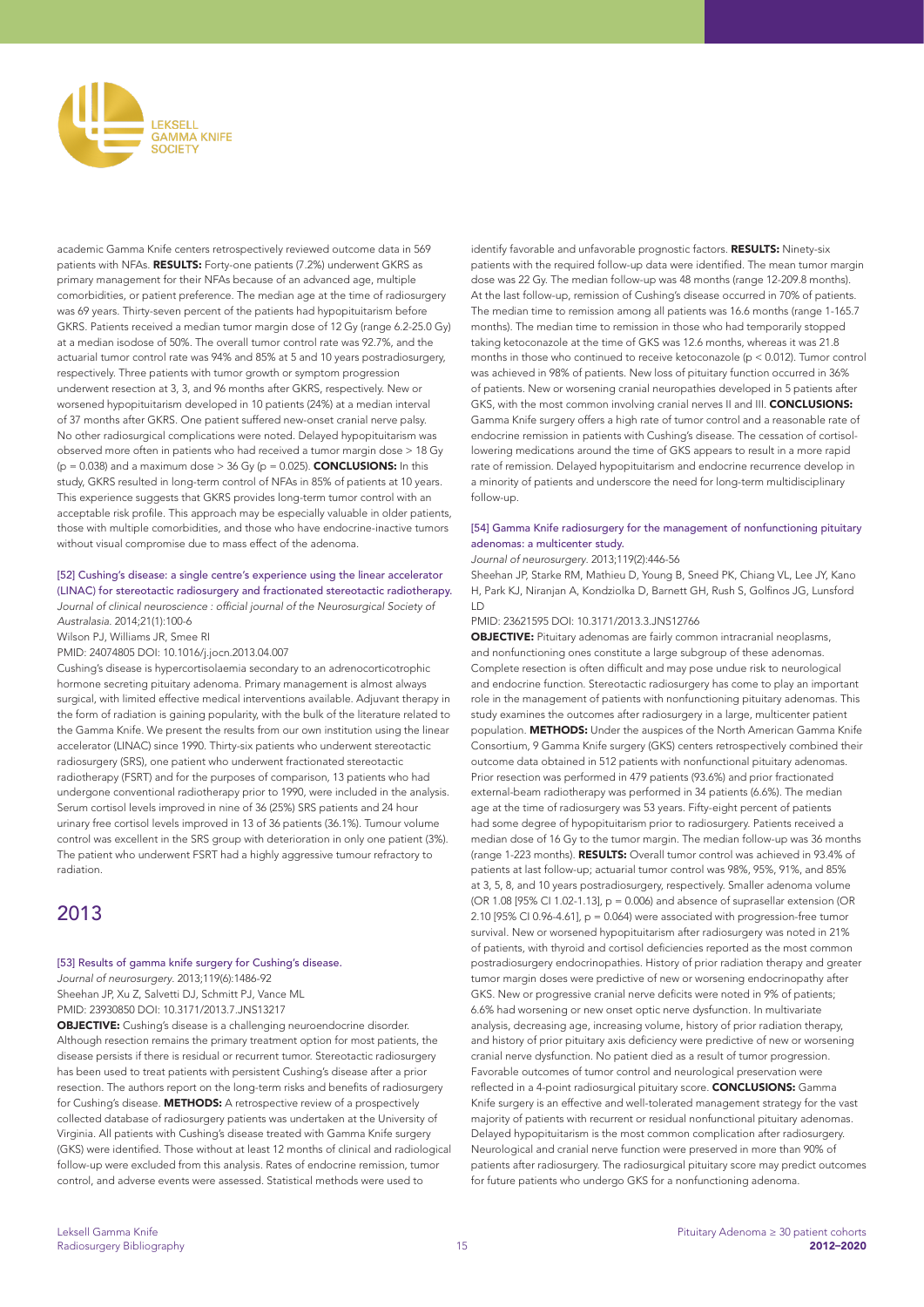academic Gamma Knife centers retrospectively reviewed outcome data in 569 patients with NFAs. **RESULTS:** Forty-one patients (7.2%) underwent GKRS as primary management for their NFAs because of an advanced age, multiple comorbidities, or patient preference. The median age at the time of radiosurgery was 69 years. Thirty-seven percent of the patients had hypopituitarism before GKRS. Patients received a median tumor margin dose of 12 Gy (range 6.2-25.0 Gy) at a median isodose of 50%. The overall tumor control rate was 92.7%, and the actuarial tumor control rate was 94% and 85% at 5 and 10 years postradiosurgery, respectively. Three patients with tumor growth or symptom progression underwent resection at 3, 3, and 96 months after GKRS, respectively. New or worsened hypopituitarism developed in 10 patients (24%) at a median interval of 37 months after GKRS. One patient suffered new-onset cranial nerve palsy. No other radiosurgical complications were noted. Delayed hypopituitarism was observed more often in patients who had received a tumor margin dose > 18 Gy ($p = 0.038$) and a maximum dose > 36 Gy ($p = 0.025$). **CONCLUSIONS:** In this study, GKRS resulted in long-term control of NFAs in 85% of patients at 10 years. This experience suggests that GKRS provides long-term tumor control with an acceptable risk profile. This approach may be especially valuable in older patients, those with multiple comorbidities, and those who have endocrine-inactive tumors without visual compromise due to mass effect of the adenoma.

[52] Cushing's disease: a single centre's experience using the linear accelerator (LINAC) for stereotactic radiosurgery and fractionated stereotactic radiotherapy.
*Journal of clinical neuroscience : official journal of the Neurosurgical Society of Australasia.* 2014;21(1):100-6
Wilson PJ, Williams JR, Smee RI
PMID: 24074805 DOI: 10.1016/j.jocn.2013.04.007

Cushing's disease is hypercortisolaemia secondary to an adrenocorticotrophic hormone secreting pituitary adenoma. Primary management is almost always surgical, with limited effective medical interventions available. Adjuvant therapy in the form of radiation is gaining popularity, with the bulk of the literature related to the Gamma Knife. We present the results from our own institution using the linear accelerator (LINAC) since 1990. Thirty-six patients who underwent stereotactic radiosurgery (SRS), one patient who underwent fractionated stereotactic radiotherapy (FSRT) and for the purposes of comparison, 13 patients who had undergone conventional radiotherapy prior to 1990, were included in the analysis. Serum cortisol levels improved in nine of 36 (25%) SRS patients and 24 hour urinary free cortisol levels improved in 13 of 36 patients (36.1%). Tumour volume control was excellent in the SRS group with deterioration in only one patient (3%). The patient who underwent FSRT had a highly aggressive tumour refractory to radiation.

## 2013

[53] Results of gamma knife surgery for Cushing's disease.
*Journal of neurosurgery.* 2013;119(6):1486-92
Sheehan JP, Xu Z, Salvetti DJ, Schmitt PJ, Vance ML
PMID: 23930850 DOI: 10.3171/2013.7.JNS13217

**OBJECTIVE:** Cushing's disease is a challenging neuroendocrine disorder. Although resection remains the primary treatment option for most patients, the disease persists if there is residual or recurrent tumor. Stereotactic radiosurgery has been used to treat patients with persistent Cushing's disease after a prior resection. The authors report on the long-term risks and benefits of radiosurgery for Cushing's disease. **METHODS:** A retrospective review of a prospectively collected database of radiosurgery patients was undertaken at the University of Virginia. All patients with Cushing's disease treated with Gamma Knife surgery (GKS) were identified. Those without at least 12 months of clinical and radiological follow-up were excluded from this analysis. Rates of endocrine remission, tumor control, and adverse events were assessed. Statistical methods were used to identify favorable and unfavorable prognostic factors. **RESULTS:** Ninety-six patients with the required follow-up data were identified. The mean tumor margin dose was 22 Gy. The median follow-up was 48 months (range 12-209.8 months). At the last follow-up, remission of Cushing's disease occurred in 70% of patients. The median time to remission among all patients was 16.6 months (range 1-165.7 months). The median time to remission in those who had temporarily stopped taking ketoconazole at the time of GKS was 12.6 months, whereas it was 21.8 months in those who continued to receive ketoconazole ($p < 0.012$). Tumor control was achieved in 98% of patients. New loss of pituitary function occurred in 36% of patients. New or worsening cranial neuropathies developed in 5 patients after GKS, with the most common involving cranial nerves II and III. **CONCLUSIONS:** Gamma Knife surgery offers a high rate of tumor control and a reasonable rate of endocrine remission in patients with Cushing's disease. The cessation of cortisol-lowering medications around the time of GKS appears to result in a more rapid rate of remission. Delayed hypopituitarism and endocrine recurrence develop in a minority of patients and underscore the need for long-term multidisciplinary follow-up.

[54] Gamma Knife radiosurgery for the management of nonfunctioning pituitary adenomas: a multicenter study.
*Journal of neurosurgery.* 2013;119(2):446-56
Sheehan JP, Starke RM, Mathieu D, Young B, Sneed PK, Chiang VL, Lee JY, Kano H, Park KJ, Niranjan A, Kondziolka D, Barnett GH, Rush S, Golfinos JG, Lunsford LD
PMID: 23621595 DOI: 10.3171/2013.3.JNS12766

**OBJECTIVE:** Pituitary adenomas are fairly common intracranial neoplasms, and nonfunctioning ones constitute a large subgroup of these adenomas. Complete resection is often difficult and may pose undue risk to neurological and endocrine function. Stereotactic radiosurgery has come to play an important role in the management of patients with nonfunctioning pituitary adenomas. This study examines the outcomes after radiosurgery in a large, multicenter patient population. **METHODS:** Under the auspices of the North American Gamma Knife Consortium, 9 Gamma Knife surgery (GKS) centers retrospectively combined their outcome data obtained in 512 patients with nonfunctioning pituitary adenomas. Prior resection was performed in 479 patients (93.6%) and prior fractionated external-beam radiotherapy was performed in 34 patients (6.6%). The median age at the time of radiosurgery was 53 years. Fifty-eight percent of patients had some degree of hypopituitarism prior to radiosurgery. Patients received a median dose of 16 Gy to the tumor margin. The median follow-up was 36 months (range 1-223 months). **RESULTS:** Overall tumor control was achieved in 93.4% of patients at last follow-up; actuarial tumor control was 98%, 95%, 91%, and 85% at 3, 5, 8, and 10 years postradiosurgery, respectively. Smaller adenoma volume (OR 1.08 [95% CI 1.02-1.13], $p = 0.006$) and absence of suprasellar extension (OR 2.10 [95% CI 0.96-4.61], $p = 0.064$) were associated with progression-free tumor survival. New or worsened hypopituitarism after radiosurgery was noted in 21% of patients, with thyroid and cortisol deficiencies reported as the most common postradiosurgery endocrinopathies. History of prior radiation therapy and greater tumor margin doses were predictive of new or worsening endocrinopathy after GKS. New or progressive cranial nerve deficits were noted in 9% of patients; 6.6% had worsening or new onset optic nerve dysfunction. In multivariate analysis, decreasing age, increasing volume, history of prior radiation therapy, and history of prior pituitary axis deficiency were predictive of new or worsening cranial nerve dysfunction. No patient died as a result of tumor progression. Favorable outcomes of tumor control and neurological preservation were reflected in a 4-point radiosurgical pituitary score. **CONCLUSIONS:** Gamma Knife surgery is an effective and well-tolerated management strategy for the vast majority of patients with recurrent or residual nonfunctional pituitary adenomas. Delayed hypopituitarism is the most common complication after radiosurgery. Neurological and cranial nerve function were preserved in more than 90% of patients after radiosurgery. The radiosurgical pituitary score may predict outcomes for future patients who undergo GKS for a nonfunctioning adenoma.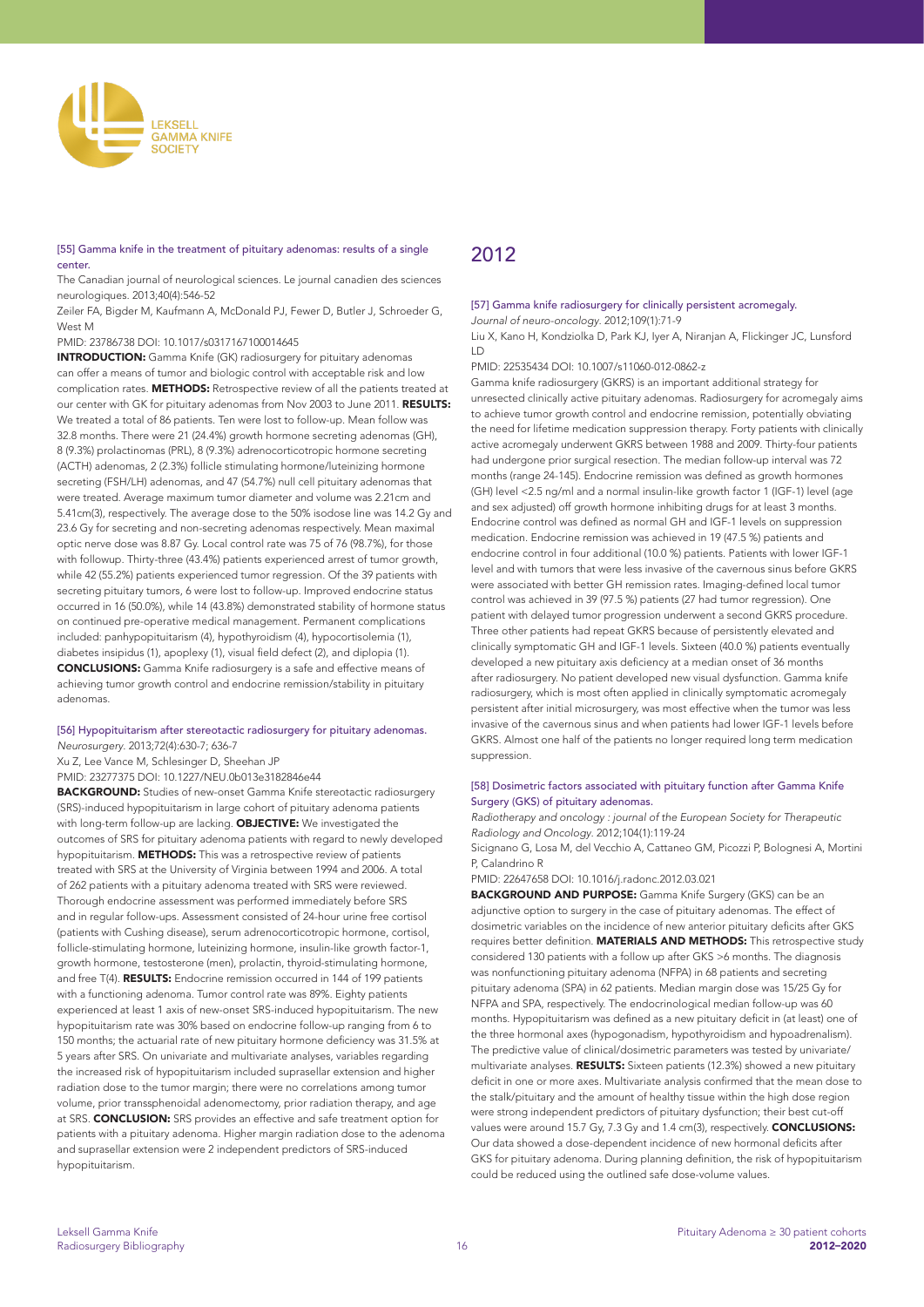[55] Gamma knife in the treatment of pituitary adenomas: results of a single center.

The Canadian journal of neurological sciences. Le journal canadien des sciences neurologiques. 2013;40(4):546-52

Zeiler FA, Bigder M, Kaufmann A, McDonald PJ, Fewer D, Butler J, Schroeder G, West M

PMID: 23786738 DOI: 10.1017/s0317167100014645

**INTRODUCTION:** Gamma Knife (GK) radiosurgery for pituitary adenomas can offer a means of tumor and biologic control with acceptable risk and low complication rates. **METHODS:** Retrospective review of all the patients treated at our center with GK for pituitary adenomas from Nov 2003 to June 2011. **RESULTS:** We treated a total of 86 patients. Ten were lost to follow-up. Mean follow was 32.8 months. There were 21 (24.4%) growth hormone secreting adenomas (GH), 8 (9.3%) prolactinomas (PRL), 8 (9.3%) adrenocorticotropic hormone secreting (ACTH) adenomas, 2 (2.3%) follicle stimulating hormone/luteinizing hormone secreting (FSH/LH) adenomas, and 47 (54.7%) null cell pituitary adenomas that were treated. Average maximum tumor diameter and volume was 2.21cm and 5.41cm(3), respectively. The average dose to the 50% isodose line was 14.2 Gy and 23.6 Gy for secreting and non-secreting adenomas respectively. Mean maximal optic nerve dose was 8.87 Gy. Local control rate was 75 of 76 (98.7%), for those with followup. Thirty-three (43.4%) patients experienced arrest of tumor growth, while 42 (55.2%) patients experienced tumor regression. Of the 39 patients with secreting pituitary tumors, 6 were lost to follow-up. Improved endocrine status occurred in 16 (50.0%), while 14 (43.8%) demonstrated stability of hormone status on continued pre-operative medical management. Permanent complications included: panhypopituitarism (4), hypothyroidism (4), hypocortisolemia (1), diabetes insipidus (1), apoplexy (1), visual field defect (2), and diplopia (1). **CONCLUSIONS:** Gamma Knife radiosurgery is a safe and effective means of achieving tumor growth control and endocrine remission/stability in pituitary adenomas.

[56] Hypopituitarism after stereotactic radiosurgery for pituitary adenomas.

*Neurosurgery*. 2013;72(4):630-7; 636-7

Xu Z, Lee Vance M, Schlesinger D, Sheehan JP

PMID: 23277375 DOI: 10.1227/NEU.0b013e3182846e44

**BACKGROUND:** Studies of new-onset Gamma Knife stereotactic radiosurgery (SRS)-induced hypopituitarism in large cohort of pituitary adenoma patients with long-term follow-up are lacking. **OBJECTIVE:** We investigated the outcomes of SRS for pituitary adenoma patients with regard to newly developed hypopituitarism. **METHODS:** This was a retrospective review of patients treated with SRS at the University of Virginia between 1994 and 2006. A total of 262 patients with a pituitary adenoma treated with SRS were reviewed. Thorough endocrine assessment was performed immediately before SRS and in regular follow-ups. Assessment consisted of 24-hour urine free cortisol (patients with Cushing disease), serum adrenocorticotropic hormone, cortisol, follicle-stimulating hormone, luteinizing hormone, insulin-like growth factor-1, growth hormone, testosterone (men), prolactin, thyroid-stimulating hormone, and free T(4). **RESULTS:** Endocrine remission occurred in 144 of 199 patients with a functioning adenoma. Tumor control rate was 89%. Eighty patients experienced at least 1 axis of new-onset SRS-induced hypopituitarism. The new hypopituitarism rate was 30% based on endocrine follow-up ranging from 6 to 150 months; the actuarial rate of new pituitary hormone deficiency was 31.5% at 5 years after SRS. On univariate and multivariate analyses, variables regarding the increased risk of hypopituitarism included suprasellar extension and higher radiation dose to the tumor margin; there were no correlations among tumor volume, prior transsphenoidal adenomectomy, prior radiation therapy, and age at SRS. **CONCLUSION:** SRS provides an effective and safe treatment option for patients with a pituitary adenoma. Higher margin radiation dose to the adenoma and suprasellar extension were 2 independent predictors of SRS-induced hypopituitarism.

## 2012

[57] Gamma knife radiosurgery for clinically persistent acromegaly.

*Journal of neuro-oncology*. 2012;109(1):71-9

Liu X, Kano H, Kondziolka D, Park KJ, Iyer A, Niranjan A, Flickinger JC, Lunsford LD

PMID: 22535434 DOI: 10.1007/s11060-012-0862-z

Gamma knife radiosurgery (GKRS) is an important additional strategy for unresected clinically active pituitary adenomas. Radiosurgery for acromegaly aims to achieve tumor growth control and endocrine remission, potentially obviating the need for lifetime medication suppression therapy. Forty patients with clinically active acromegaly underwent GKRS between 1988 and 2009. Thirty-four patients had undergone prior surgical resection. The median follow-up interval was 72 months (range 24-145). Endocrine remission was defined as growth hormones (GH) level <2.5 ng/ml and a normal insulin-like growth factor 1 (IGF-1) level (age and sex adjusted) off growth hormone inhibiting drugs for at least 3 months. Endocrine control was defined as normal GH and IGF-1 levels on suppression medication. Endocrine remission was achieved in 19 (47.5 %) patients and endocrine control in four additional (10.0 %) patients. Patients with lower IGF-1 level and with tumors that were less invasive of the cavernous sinus before GKRS were associated with better GH remission rates. Imaging-defined local tumor control was achieved in 39 (97.5 %) patients (27 had tumor regression). One patient with delayed tumor progression underwent a second GKRS procedure. Three other patients had repeat GKRS because of persistently elevated and clinically symptomatic GH and IGF-1 levels. Sixteen (40.0 %) patients eventually developed a new pituitary axis deficiency at a median onset of 36 months after radiosurgery. No patient developed new visual dysfunction. Gamma knife radiosurgery, which is most often applied in clinically symptomatic acromegaly persistent after initial microsurgery, was most effective when the tumor was less invasive of the cavernous sinus and when patients had lower IGF-1 levels before GKRS. Almost one half of the patients no longer required long term medication suppression.

[58] Dosimetric factors associated with pituitary function after Gamma Knife Surgery (GKS) of pituitary adenomas.

*Radiotherapy and oncology : journal of the European Society for Therapeutic Radiology and Oncology*. 2012;104(1):119-24

Sicignano G, Losa M, del Vecchio A, Cattaneo GM, Picozzi P, Bolognesi A, Mortini P, Calandrino R

PMID: 22647658 DOI: 10.1016/j.radonc.2012.03.021

**BACKGROUND AND PURPOSE:** Gamma Knife Surgery (GKS) can be an adjunctive option to surgery in the case of pituitary adenomas. The effect of dosimetric variables on the incidence of new anterior pituitary deficits after GKS requires better definition. **MATERIALS AND METHODS:** This retrospective study considered 130 patients with a follow up after GKS >6 months. The diagnosis was nonfunctioning pituitary adenoma (NFPA) in 68 patients and secreting pituitary adenoma (SPA) in 62 patients. Median margin dose was 15/25 Gy for NFPA and SPA, respectively. The endocrinological median follow-up was 60 months. Hypopituitarism was defined as a new pituitary deficit in (at least) one of the three hormonal axes (hypogonadism, hypothyroidism and hypoadrenalism). The predictive value of clinical/dosimetric parameters was tested by univariate/multivariate analyses. **RESULTS:** Sixteen patients (12.3%) showed a new pituitary deficit in one or more axes. Multivariate analysis confirmed that the mean dose to the stalk/pituitary and the amount of healthy tissue within the high dose region were strong independent predictors of pituitary dysfunction; their best cut-off values were around 15.7 Gy, 7.3 Gy and 1.4 cm(3), respectively. **CONCLUSIONS:** Our data showed a dose-dependent incidence of new hormonal deficits after GKS for pituitary adenoma. During planning definition, the risk of hypopituitarism could be reduced using the outlined safe dose-volume values.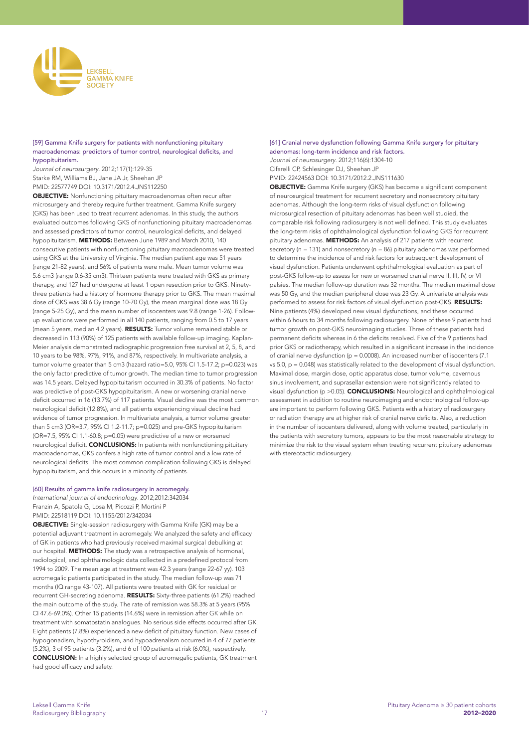## [59] Gamma Knife surgery for patients with nonfunctioning pituitary macroadenomas: predictors of tumor control, neurological deficits, and hypopituitarism.

*Journal of neurosurgery*. 2012;117(1):129-35
Starke RM, Williams BJ, Jane JA Jr, Sheehan JP
PMID: 22577749 DOI: 10.3171/2012.4.JNS112250

**OBJECTIVE:** Nonfunctioning pituitary macroadenomas often recur after microsurgery and thereby require further treatment. Gamma Knife surgery (GKS) has been used to treat recurrent adenomas. In this study, the authors evaluated outcomes following GKS of nonfunctioning pituitary macroadenomas and assessed predictors of tumor control, neurological deficits, and delayed hypopituitarism. **METHODS:** Between June 1989 and March 2010, 140 consecutive patients with nonfunctioning pituitary macroadenomas were treated using GKS at the University of Virginia. The median patient age was 51 years (range 21-82 years), and 56% of patients were male. Mean tumor volume was 5.6 cm3 (range 0.6-35 cm3). Thirteen patients were treated with GKS as primary therapy, and 127 had undergone at least 1 open resection prior to GKS. Ninety-three patients had a history of hormone therapy prior to GKS. The mean maximal dose of GKS was 38.6 Gy (range 10-70 Gy), the mean marginal dose was 18 Gy (range 5-25 Gy), and the mean number of isocenters was 9.8 (range 1-26). Follow-up evaluations were performed in all 140 patients, ranging from 0.5 to 17 years (mean 5 years, median 4.2 years). **RESULTS:** Tumor volume remained stable or decreased in 113 (90%) of 125 patients with available follow-up imaging. Kaplan-Meier analysis demonstrated radiographic progression free survival at 2, 5, 8, and 10 years to be 98%, 97%, 91%, and 87%, respectively. In multivariate analysis, a tumor volume greater than 5 cm3 (hazard ratio=5.0, 95% CI 1.5-17.2; p=0.023) was the only factor predictive of tumor growth. The median time to tumor progression was 14.5 years. Delayed hypopituitarism occurred in 30.3% of patients. No factor was predictive of post-GKS hypopituitarism. A new or worsening cranial nerve deficit occurred in 16 (13.7%) of 117 patients. Visual decline was the most common neurological deficit (12.8%), and all patients experiencing visual decline had evidence of tumor progression. In multivariate analysis, a tumor volume greater than 5 cm3 (OR=3.7, 95% CI 1.2-11.7; p=0.025) and pre-GKS hypopituitarism (OR=7.5, 95% CI 1.1-60.8; p=0.05) were predictive of a new or worsened neurological deficit. **CONCLUSIONS:** In patients with nonfunctioning pituitary macroadenomas, GKS confers a high rate of tumor control and a low rate of neurological deficits. The most common complication following GKS is delayed hypopituitarism, and this occurs in a minority of patients.

## [60] Results of gamma knife radiosurgery in acromegaly.

*International journal of endocrinology*. 2012;2012:342034
Franzin A, Spatola G, Losa M, Picozzi P, Mortini P
PMID: 22518119 DOI: 10.1155/2012/342034

**OBJECTIVE:** Single-session radiosurgery with Gamma Knife (GK) may be a potential adjuvant treatment in acromegaly. We analyzed the safety and efficacy of GK in patients who had previously received maximal surgical debulking at our hospital. **METHODS:** The study was a retrospective analysis of hormonal, radiological, and ophthalmologic data collected in a predefined protocol from 1994 to 2009. The mean age at treatment was 42.3 years (range 22-67 yy). 103 acromegalic patients participated in the study. The median follow-up was 71 months (IQ range 43-107). All patients were treated with GK for residual or recurrent GH-secreting adenoma. **RESULTS:** Sixty-three patients (61.2%) reached the main outcome of the study. The rate of remission was 58.3% at 5 years (95% CI 47.6-69.0%). Other 15 patients (14.6%) were in remission after GK while on treatment with somatostatin analogues. No serious side effects occurred after GK. Eight patients (7.8%) experienced a new deficit of pituitary function. New cases of hypogonadism, hypothyroidism, and hypoadrenalism occurred in 4 of 77 patients (5.2%), 3 of 95 patients (3.2%), and 6 of 100 patients at risk (6.0%), respectively. **CONCLUSION:** In a highly selected group of acromegalic patients, GK treatment had good efficacy and safety.

## [61] Cranial nerve dysfunction following Gamma Knife surgery for pituitary adenomas: long-term incidence and risk factors.

*Journal of neurosurgery*. 2012;116(6):1304-10
Cifarelli CP, Schlesinger DJ, Sheehan JP
PMID: 22424563 DOI: 10.3171/2012.2.JNS111630

**OBJECTIVE:** Gamma Knife surgery (GKS) has become a significant component of neurosurgical treatment for recurrent secretory and nonsecretory pituitary adenomas. Although the long-term risks of visual dysfunction following microsurgical resection of pituitary adenomas has been well studied, the comparable risk following radiosurgery is not well defined. This study evaluates the long-term risks of ophthalmological dysfunction following GKS for recurrent pituitary adenomas. **METHODS:** An analysis of 217 patients with recurrent secretory (n = 131) and nonsecretory (n = 86) pituitary adenomas was performed to determine the incidence of and risk factors for subsequent development of visual dysfunction. Patients underwent ophthalmological evaluation as part of post-GKS follow-up to assess for new or worsened cranial nerve II, III, IV, or VI palsies. The median follow-up duration was 32 months. The median maximal dose was 50 Gy, and the median peripheral dose was 23 Gy. A univariate analysis was performed to assess for risk factors of visual dysfunction post-GKS. **RESULTS:** Nine patients (4%) developed new visual dysfunctions, and these occurred within 6 hours to 34 months following radiosurgery. None of these 9 patients had tumor growth on post-GKS neuroimaging studies. Three of these patients had permanent deficits whereas in 6 the deficits resolved. Five of the 9 patients had prior GKS or radiotherapy, which resulted in a significant increase in the incidence of cranial nerve dysfunction (p = 0.0008). An increased number of isocenters (7.1 vs 5.0, p = 0.048) was statistically related to the development of visual dysfunction. Maximal dose, margin dose, optic apparatus dose, tumor volume, cavernous sinus involvement, and suprasellar extension were not significantly related to visual dysfunction (p >0.05). **CONCLUSIONS:** Neurological and ophthalmological assessment in addition to routine neuroimaging and endocrinological follow-up are important to perform following GKS. Patients with a history of radiosurgery or radiation therapy are at higher risk of cranial nerve deficits. Also, a reduction in the number of isocenters delivered, along with volume treated, particularly in the patients with secretory tumors, appears to be the most reasonable strategy to minimize the risk to the visual system when treating recurrent pituitary adenomas with stereotactic radiosurgery.